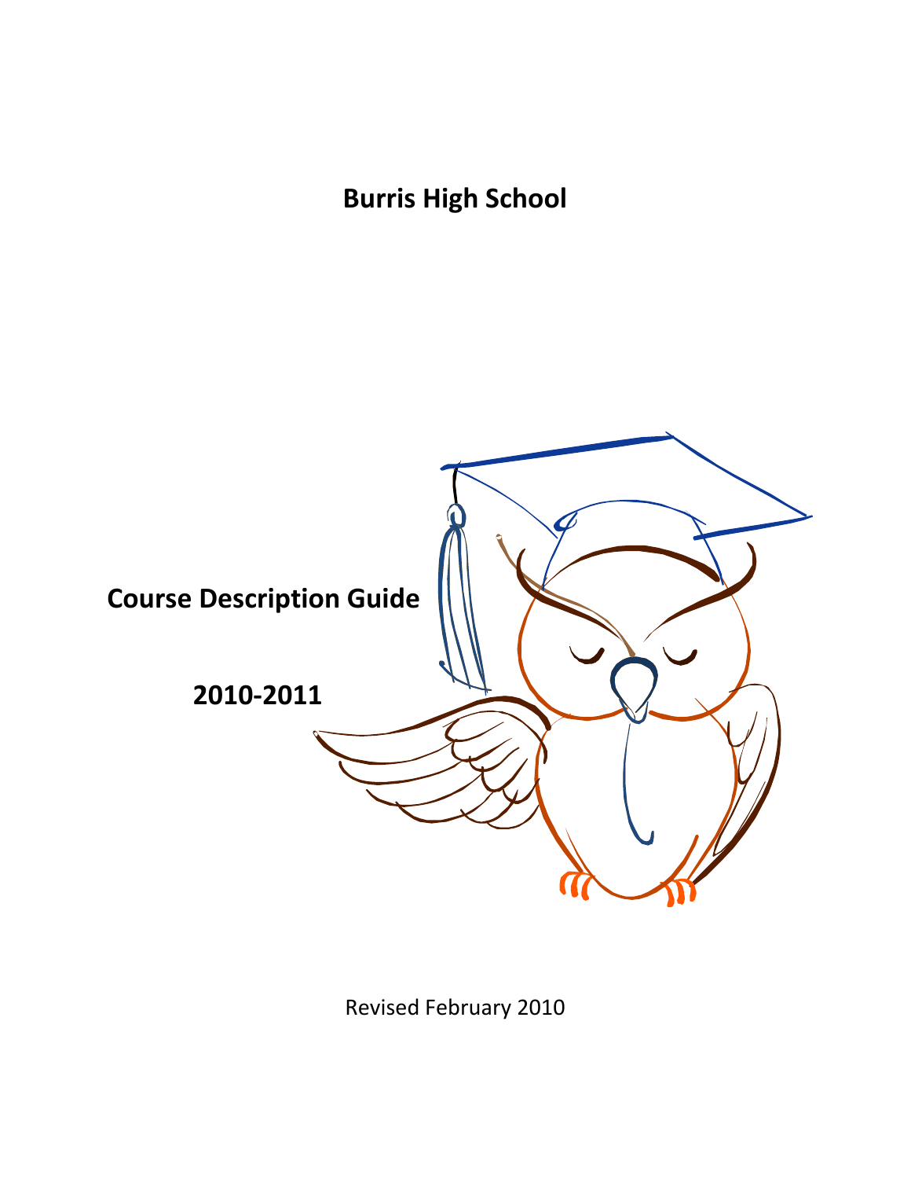# Burris High School

## Course Description Guide

## 2010-2011

Revised February 2010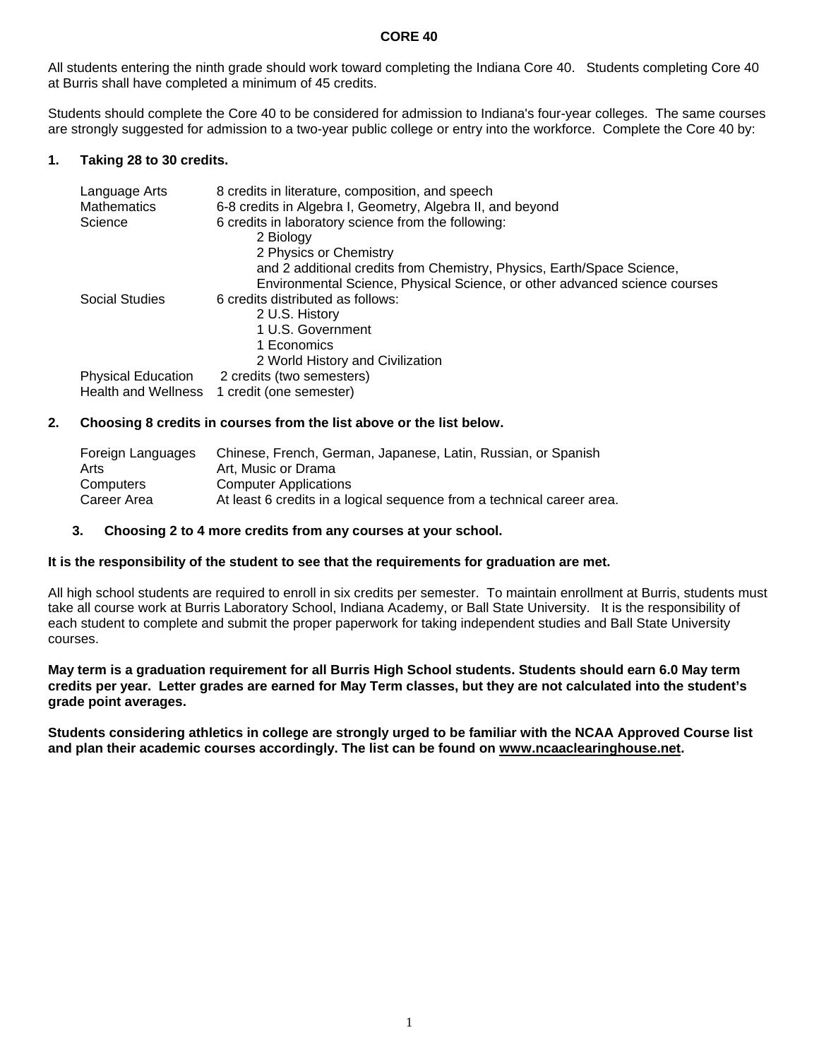# CORE 40

All students entering the ninth grade should work toward completing the Indiana Core 40. Students completing Core 40 at Burris shall have completed a minimum of 45 credits.

Students should complete the Core 40 to be considered for admission to Indiana's four-year colleges. The same courses are strongly suggested for admission to a two-year public college or entry into the workforce. Complete the Core 40 by:

**1. Taking 28 to 30 credits.**

| | |
|---|---|
| Language Arts | 8 credits in literature, composition, and speech |
| Mathematics | 6-8 credits in Algebra I, Geometry, Algebra II, and beyond |
| Science | 6 credits in laboratory science from the following:<br>2 Biology<br>2 Physics or Chemistry<br>and 2 additional credits from Chemistry, Physics, Earth/Space Science, Environmental Science, Physical Science, or other advanced science courses |
| Social Studies | 6 credits distributed as follows:<br>2 U.S. History<br>1 U.S. Government<br>1 Economics<br>2 World History and Civilization |
| Physical Education | 2 credits (two semesters) |
| Health and Wellness | 1 credit (one semester) |

**2. Choosing 8 credits in courses from the list above or the list below.**

| | |
|---|---|
| Foreign Languages | Chinese, French, German, Japanese, Latin, Russian, or Spanish |
| Arts | Art, Music or Drama |
| Computers | Computer Applications |
| Career Area | At least 6 credits in a logical sequence from a technical career area. |

**3. Choosing 2 to 4 more credits from any courses at your school.**

**It is the responsibility of the student to see that the requirements for graduation are met.**

All high school students are required to enroll in six credits per semester. To maintain enrollment at Burris, students must take all course work at Burris Laboratory School, Indiana Academy, or Ball State University. It is the responsibility of each student to complete and submit the proper paperwork for taking independent studies and Ball State University courses.

**May term is a graduation requirement for all Burris High School students. Students should earn 6.0 May term credits per year. Letter grades are earned for May Term classes, but they are not calculated into the student's grade point averages.**

**Students considering athletics in college are strongly urged to be familiar with the NCAA Approved Course list and plan their academic courses accordingly. The list can be found on www.ncaaclearinghouse.net.**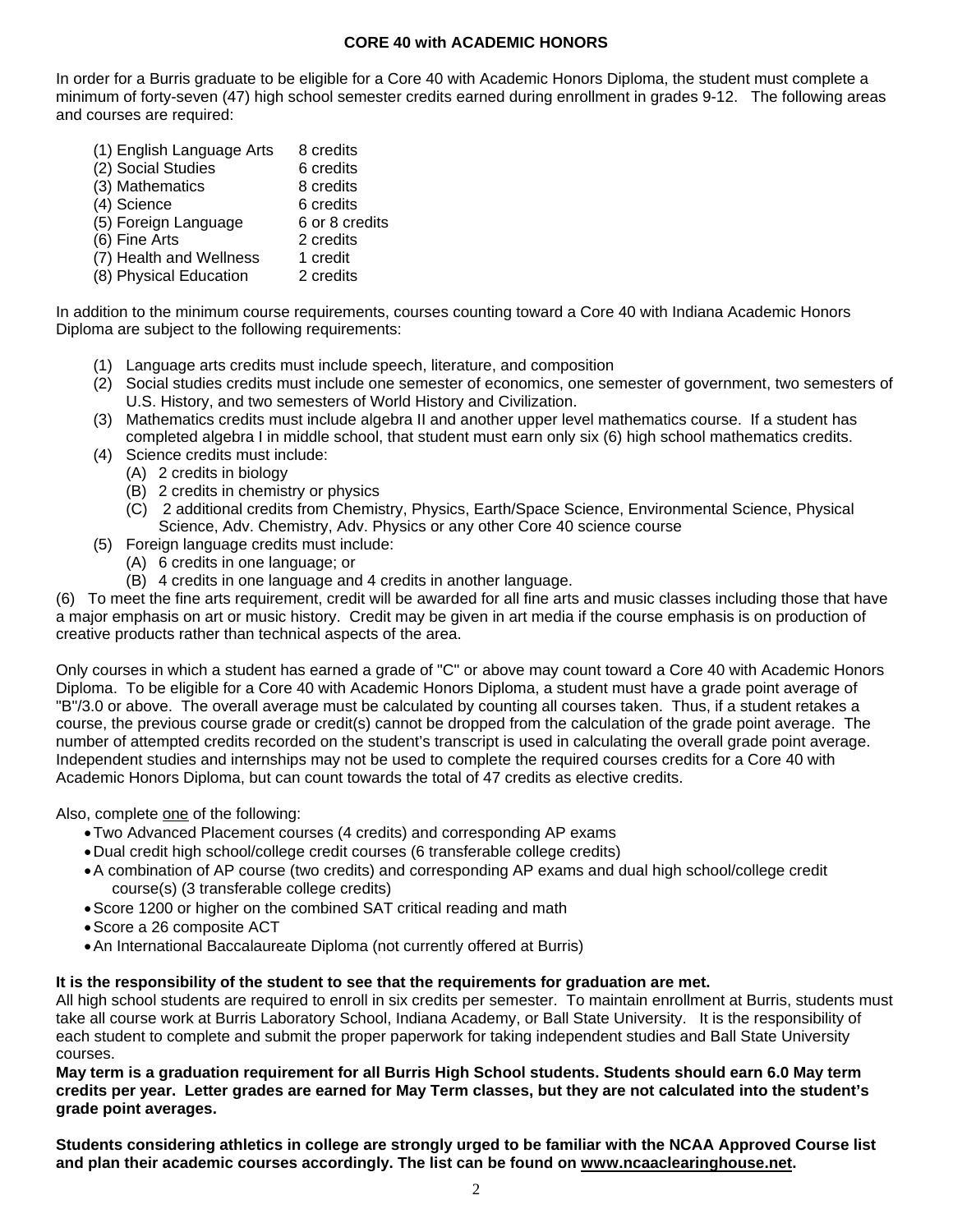## CORE 40 with ACADEMIC HONORS

In order for a Burris graduate to be eligible for a Core 40 with Academic Honors Diploma, the student must complete a minimum of forty-seven (47) high school semester credits earned during enrollment in grades 9-12. The following areas and courses are required:

| | |
|---|---|
| (1) English Language Arts | 8 credits |
| (2) Social Studies | 6 credits |
| (3) Mathematics | 8 credits |
| (4) Science | 6 credits |
| (5) Foreign Language | 6 or 8 credits |
| (6) Fine Arts | 2 credits |
| (7) Health and Wellness | 1 credit |
| (8) Physical Education | 2 credits |

In addition to the minimum course requirements, courses counting toward a Core 40 with Indiana Academic Honors Diploma are subject to the following requirements:

(1) Language arts credits must include speech, literature, and composition
(2) Social studies credits must include one semester of economics, one semester of government, two semesters of U.S. History, and two semesters of World History and Civilization.
(3) Mathematics credits must include algebra II and another upper level mathematics course. If a student has completed algebra I in middle school, that student must earn only six (6) high school mathematics credits.
(4) Science credits must include:
   (A) 2 credits in biology
   (B) 2 credits in chemistry or physics
   (C) 2 additional credits from Chemistry, Physics, Earth/Space Science, Environmental Science, Physical Science, Adv. Chemistry, Adv. Physics or any other Core 40 science course
(5) Foreign language credits must include:
   (A) 6 credits in one language; or
   (B) 4 credits in one language and 4 credits in another language.
(6) To meet the fine arts requirement, credit will be awarded for all fine arts and music classes including those that have a major emphasis on art or music history. Credit may be given in art media if the course emphasis is on production of creative products rather than technical aspects of the area.

Only courses in which a student has earned a grade of "C" or above may count toward a Core 40 with Academic Honors Diploma. To be eligible for a Core 40 with Academic Honors Diploma, a student must have a grade point average of "B"/3.0 or above. The overall average must be calculated by counting all courses taken. Thus, if a student retakes a course, the previous course grade or credit(s) cannot be dropped from the calculation of the grade point average. The number of attempted credits recorded on the student's transcript is used in calculating the overall grade point average. Independent studies and internships may not be used to complete the required courses credits for a Core 40 with Academic Honors Diploma, but can count towards the total of 47 credits as elective credits.

Also, complete one of the following:

- Two Advanced Placement courses (4 credits) and corresponding AP exams
- Dual credit high school/college credit courses (6 transferable college credits)
- A combination of AP course (two credits) and corresponding AP exams and dual high school/college credit course(s) (3 transferable college credits)
- Score 1200 or higher on the combined SAT critical reading and math
- Score a 26 composite ACT
- An International Baccalaureate Diploma (not currently offered at Burris)

**It is the responsibility of the student to see that the requirements for graduation are met.**
All high school students are required to enroll in six credits per semester. To maintain enrollment at Burris, students must take all course work at Burris Laboratory School, Indiana Academy, or Ball State University. It is the responsibility of each student to complete and submit the proper paperwork for taking independent studies and Ball State University courses.
**May term is a graduation requirement for all Burris High School students. Students should earn 6.0 May term credits per year. Letter grades are earned for May Term classes, but they are not calculated into the student's grade point averages.**

**Students considering athletics in college are strongly urged to be familiar with the NCAA Approved Course list and plan their academic courses accordingly. The list can be found on www.ncaaclearinghouse.net.**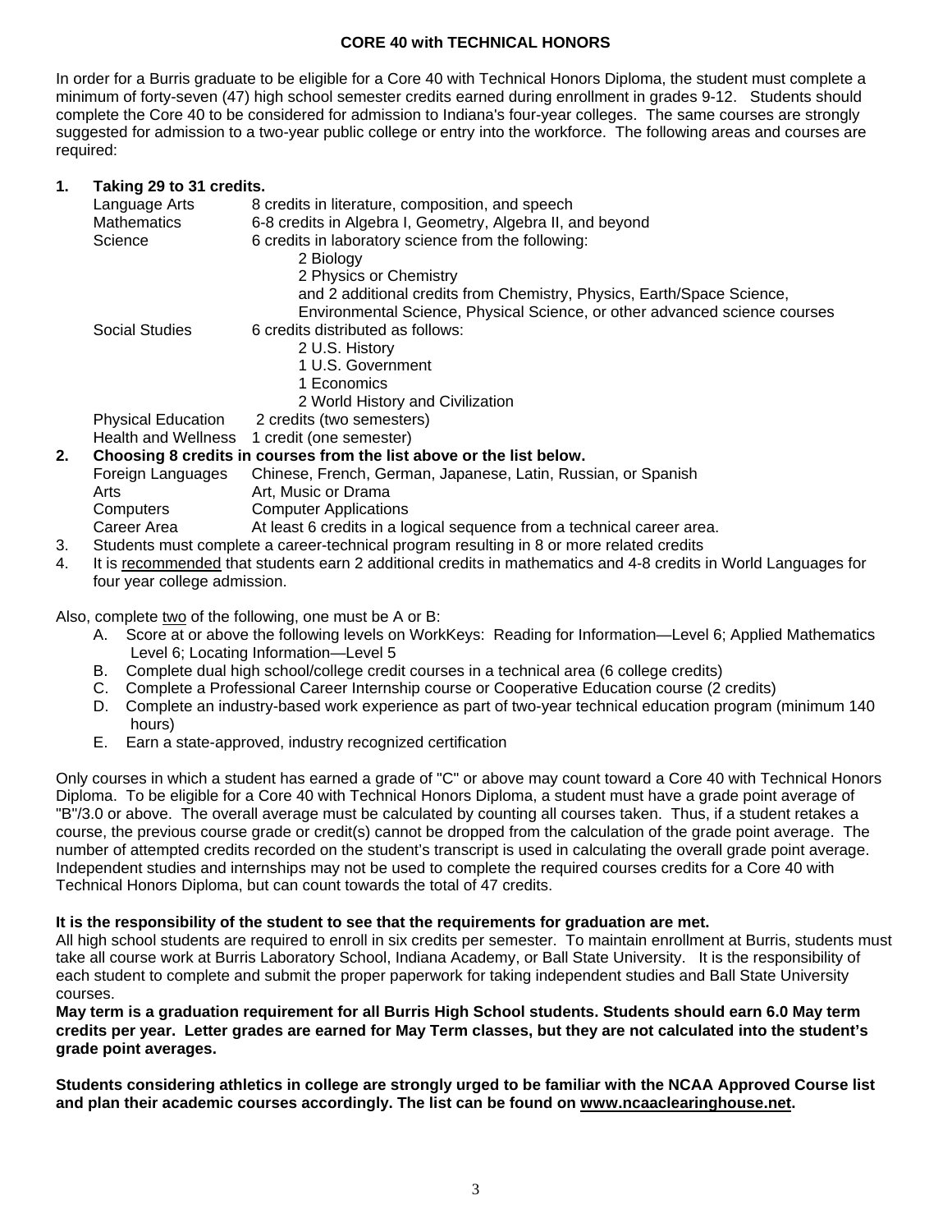## CORE 40 with TECHNICAL HONORS

In order for a Burris graduate to be eligible for a Core 40 with Technical Honors Diploma, the student must complete a minimum of forty-seven (47) high school semester credits earned during enrollment in grades 9-12. Students should complete the Core 40 to be considered for admission to Indiana's four-year colleges. The same courses are strongly suggested for admission to a two-year public college or entry into the workforce. The following areas and courses are required:

**1. Taking 29 to 31 credits.**

| | |
|---|---|
| Language Arts | 8 credits in literature, composition, and speech |
| Mathematics | 6-8 credits in Algebra I, Geometry, Algebra II, and beyond |
| Science | 6 credits in laboratory science from the following:<br>2 Biology<br>2 Physics or Chemistry<br>and 2 additional credits from Chemistry, Physics, Earth/Space Science, Environmental Science, Physical Science, or other advanced science courses |
| Social Studies | 6 credits distributed as follows:<br>2 U.S. History<br>1 U.S. Government<br>1 Economics<br>2 World History and Civilization |
| Physical Education | 2 credits (two semesters) |
| Health and Wellness | 1 credit (one semester) |

**2. Choosing 8 credits in courses from the list above or the list below.**

| | |
|---|---|
| Foreign Languages | Chinese, French, German, Japanese, Latin, Russian, or Spanish |
| Arts | Art, Music or Drama |
| Computers | Computer Applications |
| Career Area | At least 6 credits in a logical sequence from a technical career area. |

3. Students must complete a career-technical program resulting in 8 or more related credits
4. It is recommended that students earn 2 additional credits in mathematics and 4-8 credits in World Languages for four year college admission.

Also, complete two of the following, one must be A or B:

A. Score at or above the following levels on WorkKeys: Reading for Information—Level 6; Applied Mathematics Level 6; Locating Information—Level 5
B. Complete dual high school/college credit courses in a technical area (6 college credits)
C. Complete a Professional Career Internship course or Cooperative Education course (2 credits)
D. Complete an industry-based work experience as part of two-year technical education program (minimum 140 hours)
E. Earn a state-approved, industry recognized certification

Only courses in which a student has earned a grade of "C" or above may count toward a Core 40 with Technical Honors Diploma. To be eligible for a Core 40 with Technical Honors Diploma, a student must have a grade point average of "B"/3.0 or above. The overall average must be calculated by counting all courses taken. Thus, if a student retakes a course, the previous course grade or credit(s) cannot be dropped from the calculation of the grade point average. The number of attempted credits recorded on the student's transcript is used in calculating the overall grade point average. Independent studies and internships may not be used to complete the required courses credits for a Core 40 with Technical Honors Diploma, but can count towards the total of 47 credits.

**It is the responsibility of the student to see that the requirements for graduation are met.**

All high school students are required to enroll in six credits per semester. To maintain enrollment at Burris, students must take all course work at Burris Laboratory School, Indiana Academy, or Ball State University. It is the responsibility of each student to complete and submit the proper paperwork for taking independent studies and Ball State University courses.

**May term is a graduation requirement for all Burris High School students. Students should earn 6.0 May term credits per year. Letter grades are earned for May Term classes, but they are not calculated into the student's grade point averages.**

**Students considering athletics in college are strongly urged to be familiar with the NCAA Approved Course list and plan their academic courses accordingly. The list can be found on www.ncaaclearinghouse.net.**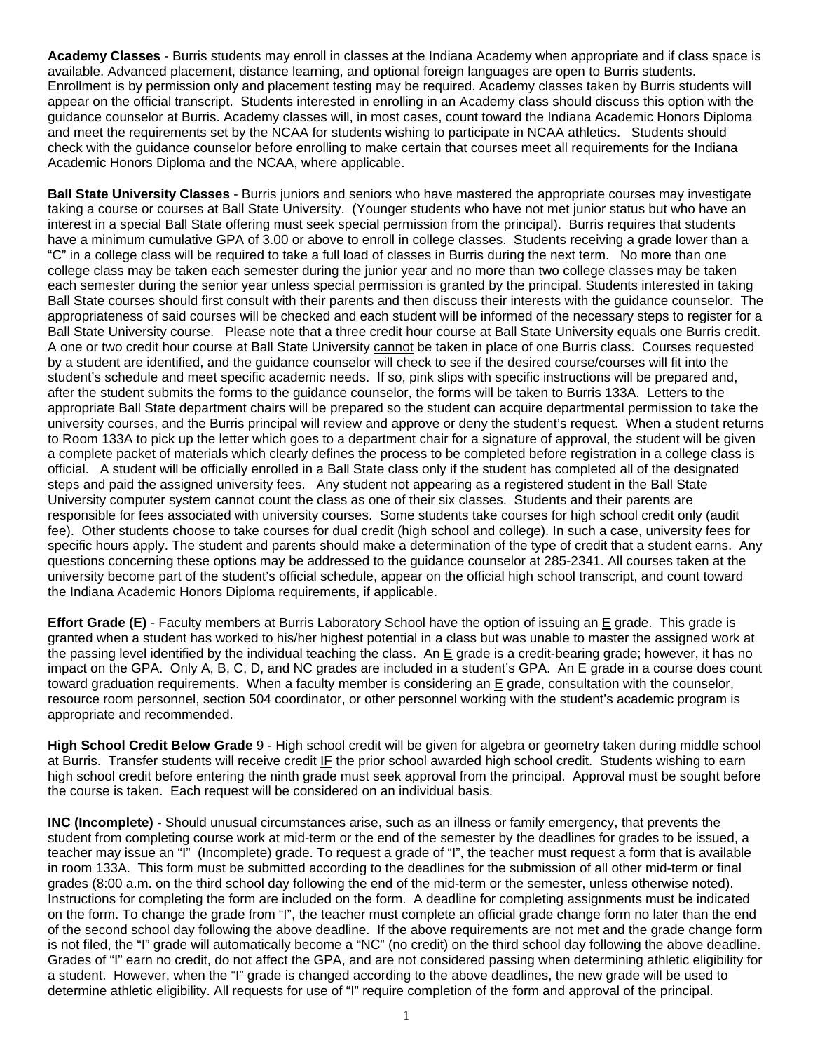**Academy Classes** - Burris students may enroll in classes at the Indiana Academy when appropriate and if class space is available. Advanced placement, distance learning, and optional foreign languages are open to Burris students. Enrollment is by permission only and placement testing may be required. Academy classes taken by Burris students will appear on the official transcript. Students interested in enrolling in an Academy class should discuss this option with the guidance counselor at Burris. Academy classes will, in most cases, count toward the Indiana Academic Honors Diploma and meet the requirements set by the NCAA for students wishing to participate in NCAA athletics. Students should check with the guidance counselor before enrolling to make certain that courses meet all requirements for the Indiana Academic Honors Diploma and the NCAA, where applicable.

**Ball State University Classes** - Burris juniors and seniors who have mastered the appropriate courses may investigate taking a course or courses at Ball State University. (Younger students who have not met junior status but who have an interest in a special Ball State offering must seek special permission from the principal). Burris requires that students have a minimum cumulative GPA of 3.00 or above to enroll in college classes. Students receiving a grade lower than a "C" in a college class will be required to take a full load of classes in Burris during the next term. No more than one college class may be taken each semester during the junior year and no more than two college classes may be taken each semester during the senior year unless special permission is granted by the principal. Students interested in taking Ball State courses should first consult with their parents and then discuss their interests with the guidance counselor. The appropriateness of said courses will be checked and each student will be informed of the necessary steps to register for a Ball State University course. Please note that a three credit hour course at Ball State University equals one Burris credit. A one or two credit hour course at Ball State University <u>cannot</u> be taken in place of one Burris class. Courses requested by a student are identified, and the guidance counselor will check to see if the desired course/courses will fit into the student's schedule and meet specific academic needs. If so, pink slips with specific instructions will be prepared and, after the student submits the forms to the guidance counselor, the forms will be taken to Burris 133A. Letters to the appropriate Ball State department chairs will be prepared so the student can acquire departmental permission to take the university courses, and the Burris principal will review and approve or deny the student's request. When a student returns to Room 133A to pick up the letter which goes to a department chair for a signature of approval, the student will be given a complete packet of materials which clearly defines the process to be completed before registration in a college class is official. A student will be officially enrolled in a Ball State class only if the student has completed all of the designated steps and paid the assigned university fees. Any student not appearing as a registered student in the Ball State University computer system cannot count the class as one of their six classes. Students and their parents are responsible for fees associated with university courses. Some students take courses for high school credit only (audit fee). Other students choose to take courses for dual credit (high school and college). In such a case, university fees for specific hours apply. The student and parents should make a determination of the type of credit that a student earns. Any questions concerning these options may be addressed to the guidance counselor at 285-2341. All courses taken at the university become part of the student's official schedule, appear on the official high school transcript, and count toward the Indiana Academic Honors Diploma requirements, if applicable.

**Effort Grade (E)** - Faculty members at Burris Laboratory School have the option of issuing an <u>E</u> grade. This grade is granted when a student has worked to his/her highest potential in a class but was unable to master the assigned work at the passing level identified by the individual teaching the class. An <u>E</u> grade is a credit-bearing grade; however, it has no impact on the GPA. Only A, B, C, D, and NC grades are included in a student's GPA. An <u>E</u> grade in a course does count toward graduation requirements. When a faculty member is considering an <u>E</u> grade, consultation with the counselor, resource room personnel, section 504 coordinator, or other personnel working with the student's academic program is appropriate and recommended.

**High School Credit Below Grade** 9 - High school credit will be given for algebra or geometry taken during middle school at Burris. Transfer students will receive credit <u>IF</u> the prior school awarded high school credit. Students wishing to earn high school credit before entering the ninth grade must seek approval from the principal. Approval must be sought before the course is taken. Each request will be considered on an individual basis.

**INC (Incomplete) -** Should unusual circumstances arise, such as an illness or family emergency, that prevents the student from completing course work at mid-term or the end of the semester by the deadlines for grades to be issued, a teacher may issue an "I" (Incomplete) grade. To request a grade of "I", the teacher must request a form that is available in room 133A. This form must be submitted according to the deadlines for the submission of all other mid-term or final grades (8:00 a.m. on the third school day following the end of the mid-term or the semester, unless otherwise noted). Instructions for completing the form are included on the form. A deadline for completing assignments must be indicated on the form. To change the grade from "I", the teacher must complete an official grade change form no later than the end of the second school day following the above deadline. If the above requirements are not met and the grade change form is not filed, the "I" grade will automatically become a "NC" (no credit) on the third school day following the above deadline. Grades of "I" earn no credit, do not affect the GPA, and are not considered passing when determining athletic eligibility for a student. However, when the "I" grade is changed according to the above deadlines, the new grade will be used to determine athletic eligibility. All requests for use of "I" require completion of the form and approval of the principal.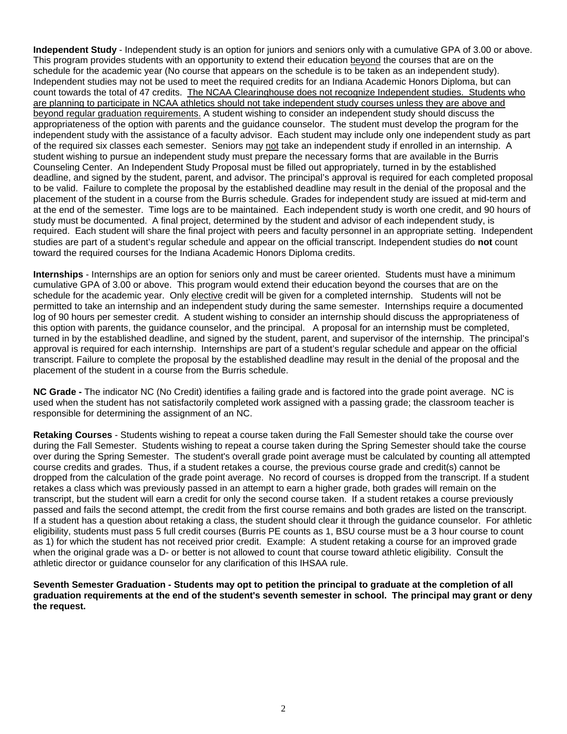**Independent Study** - Independent study is an option for juniors and seniors only with a cumulative GPA of 3.00 or above. This program provides students with an opportunity to extend their education beyond the courses that are on the schedule for the academic year (No course that appears on the schedule is to be taken as an independent study). Independent studies may not be used to meet the required credits for an Indiana Academic Honors Diploma, but can count towards the total of 47 credits. The NCAA Clearinghouse does not recognize Independent studies. Students who are planning to participate in NCAA athletics should not take independent study courses unless they are above and beyond regular graduation requirements. A student wishing to consider an independent study should discuss the appropriateness of the option with parents and the guidance counselor. The student must develop the program for the independent study with the assistance of a faculty advisor. Each student may include only one independent study as part of the required six classes each semester. Seniors may not take an independent study if enrolled in an internship. A student wishing to pursue an independent study must prepare the necessary forms that are available in the Burris Counseling Center. An Independent Study Proposal must be filled out appropriately, turned in by the established deadline, and signed by the student, parent, and advisor. The principal's approval is required for each completed proposal to be valid. Failure to complete the proposal by the established deadline may result in the denial of the proposal and the placement of the student in a course from the Burris schedule. Grades for independent study are issued at mid-term and at the end of the semester. Time logs are to be maintained. Each independent study is worth one credit, and 90 hours of study must be documented. A final project, determined by the student and advisor of each independent study, is required. Each student will share the final project with peers and faculty personnel in an appropriate setting. Independent studies are part of a student's regular schedule and appear on the official transcript. Independent studies do **not** count toward the required courses for the Indiana Academic Honors Diploma credits.

**Internships** - Internships are an option for seniors only and must be career oriented. Students must have a minimum cumulative GPA of 3.00 or above. This program would extend their education beyond the courses that are on the schedule for the academic year. Only elective credit will be given for a completed internship. Students will not be permitted to take an internship and an independent study during the same semester. Internships require a documented log of 90 hours per semester credit. A student wishing to consider an internship should discuss the appropriateness of this option with parents, the guidance counselor, and the principal. A proposal for an internship must be completed, turned in by the established deadline, and signed by the student, parent, and supervisor of the internship. The principal's approval is required for each internship. Internships are part of a student's regular schedule and appear on the official transcript. Failure to complete the proposal by the established deadline may result in the denial of the proposal and the placement of the student in a course from the Burris schedule.

**NC Grade -** The indicator NC (No Credit) identifies a failing grade and is factored into the grade point average. NC is used when the student has not satisfactorily completed work assigned with a passing grade; the classroom teacher is responsible for determining the assignment of an NC.

**Retaking Courses** - Students wishing to repeat a course taken during the Fall Semester should take the course over during the Fall Semester. Students wishing to repeat a course taken during the Spring Semester should take the course over during the Spring Semester. The student's overall grade point average must be calculated by counting all attempted course credits and grades. Thus, if a student retakes a course, the previous course grade and credit(s) cannot be dropped from the calculation of the grade point average. No record of courses is dropped from the transcript. If a student retakes a class which was previously passed in an attempt to earn a higher grade, both grades will remain on the transcript, but the student will earn a credit for only the second course taken. If a student retakes a course previously passed and fails the second attempt, the credit from the first course remains and both grades are listed on the transcript. If a student has a question about retaking a class, the student should clear it through the guidance counselor. For athletic eligibility, students must pass 5 full credit courses (Burris PE counts as 1, BSU course must be a 3 hour course to count as 1) for which the student has not received prior credit. Example: A student retaking a course for an improved grade when the original grade was a D- or better is not allowed to count that course toward athletic eligibility. Consult the athletic director or guidance counselor for any clarification of this IHSAA rule.

**Seventh Semester Graduation - Students may opt to petition the principal to graduate at the completion of all graduation requirements at the end of the student's seventh semester in school. The principal may grant or deny the request.**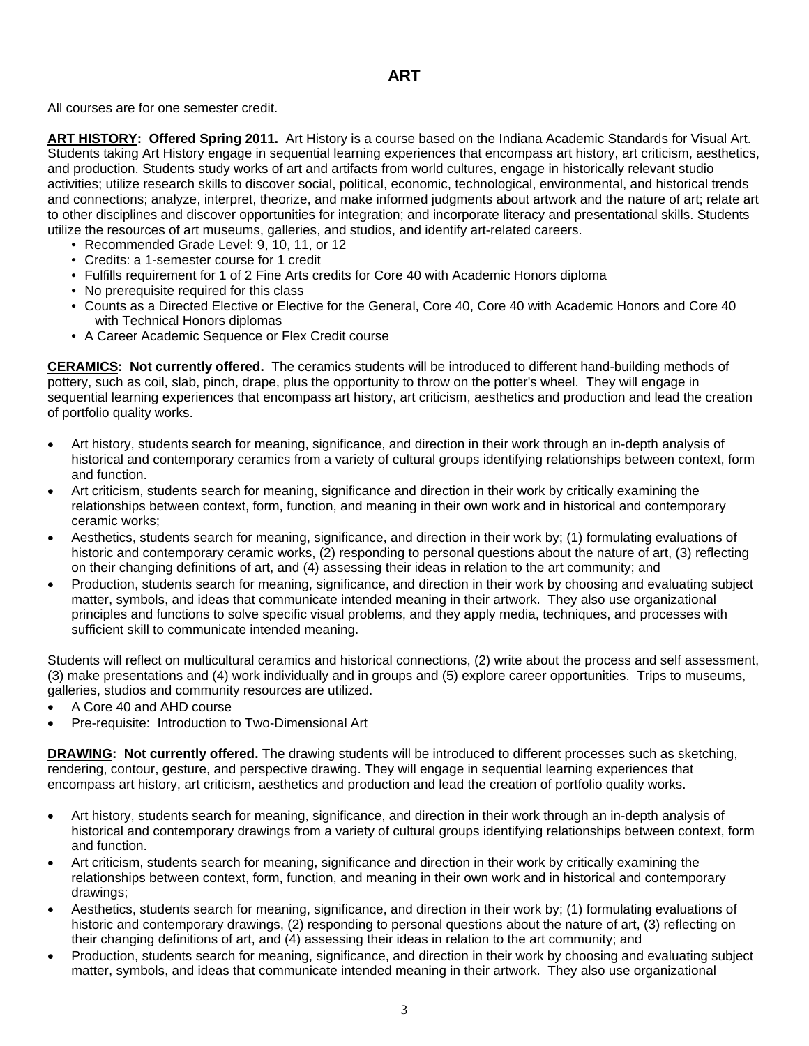# ART

All courses are for one semester credit.

**ART HISTORY: Offered Spring 2011.** Art History is a course based on the Indiana Academic Standards for Visual Art. Students taking Art History engage in sequential learning experiences that encompass art history, art criticism, aesthetics, and production. Students study works of art and artifacts from world cultures, engage in historically relevant studio activities; utilize research skills to discover social, political, economic, technological, environmental, and historical trends and connections; analyze, interpret, theorize, and make informed judgments about artwork and the nature of art; relate art to other disciplines and discover opportunities for integration; and incorporate literacy and presentational skills. Students utilize the resources of art museums, galleries, and studios, and identify art-related careers.

- Recommended Grade Level: 9, 10, 11, or 12
- Credits: a 1-semester course for 1 credit
- Fulfills requirement for 1 of 2 Fine Arts credits for Core 40 with Academic Honors diploma
- No prerequisite required for this class
- Counts as a Directed Elective or Elective for the General, Core 40, Core 40 with Academic Honors and Core 40 with Technical Honors diplomas
- A Career Academic Sequence or Flex Credit course

**CERAMICS: Not currently offered.** The ceramics students will be introduced to different hand-building methods of pottery, such as coil, slab, pinch, drape, plus the opportunity to throw on the potter's wheel. They will engage in sequential learning experiences that encompass art history, art criticism, aesthetics and production and lead the creation of portfolio quality works.

- Art history, students search for meaning, significance, and direction in their work through an in-depth analysis of historical and contemporary ceramics from a variety of cultural groups identifying relationships between context, form and function.
- Art criticism, students search for meaning, significance and direction in their work by critically examining the relationships between context, form, function, and meaning in their own work and in historical and contemporary ceramic works;
- Aesthetics, students search for meaning, significance, and direction in their work by; (1) formulating evaluations of historic and contemporary ceramic works, (2) responding to personal questions about the nature of art, (3) reflecting on their changing definitions of art, and (4) assessing their ideas in relation to the art community; and
- Production, students search for meaning, significance, and direction in their work by choosing and evaluating subject matter, symbols, and ideas that communicate intended meaning in their artwork. They also use organizational principles and functions to solve specific visual problems, and they apply media, techniques, and processes with sufficient skill to communicate intended meaning.

Students will reflect on multicultural ceramics and historical connections, (2) write about the process and self assessment, (3) make presentations and (4) work individually and in groups and (5) explore career opportunities. Trips to museums, galleries, studios and community resources are utilized.

- A Core 40 and AHD course
- Pre-requisite: Introduction to Two-Dimensional Art

**DRAWING: Not currently offered.** The drawing students will be introduced to different processes such as sketching, rendering, contour, gesture, and perspective drawing. They will engage in sequential learning experiences that encompass art history, art criticism, aesthetics and production and lead the creation of portfolio quality works.

- Art history, students search for meaning, significance, and direction in their work through an in-depth analysis of historical and contemporary drawings from a variety of cultural groups identifying relationships between context, form and function.
- Art criticism, students search for meaning, significance and direction in their work by critically examining the relationships between context, form, function, and meaning in their own work and in historical and contemporary drawings;
- Aesthetics, students search for meaning, significance, and direction in their work by; (1) formulating evaluations of historic and contemporary drawings, (2) responding to personal questions about the nature of art, (3) reflecting on their changing definitions of art, and (4) assessing their ideas in relation to the art community; and
- Production, students search for meaning, significance, and direction in their work by choosing and evaluating subject matter, symbols, and ideas that communicate intended meaning in their artwork. They also use organizational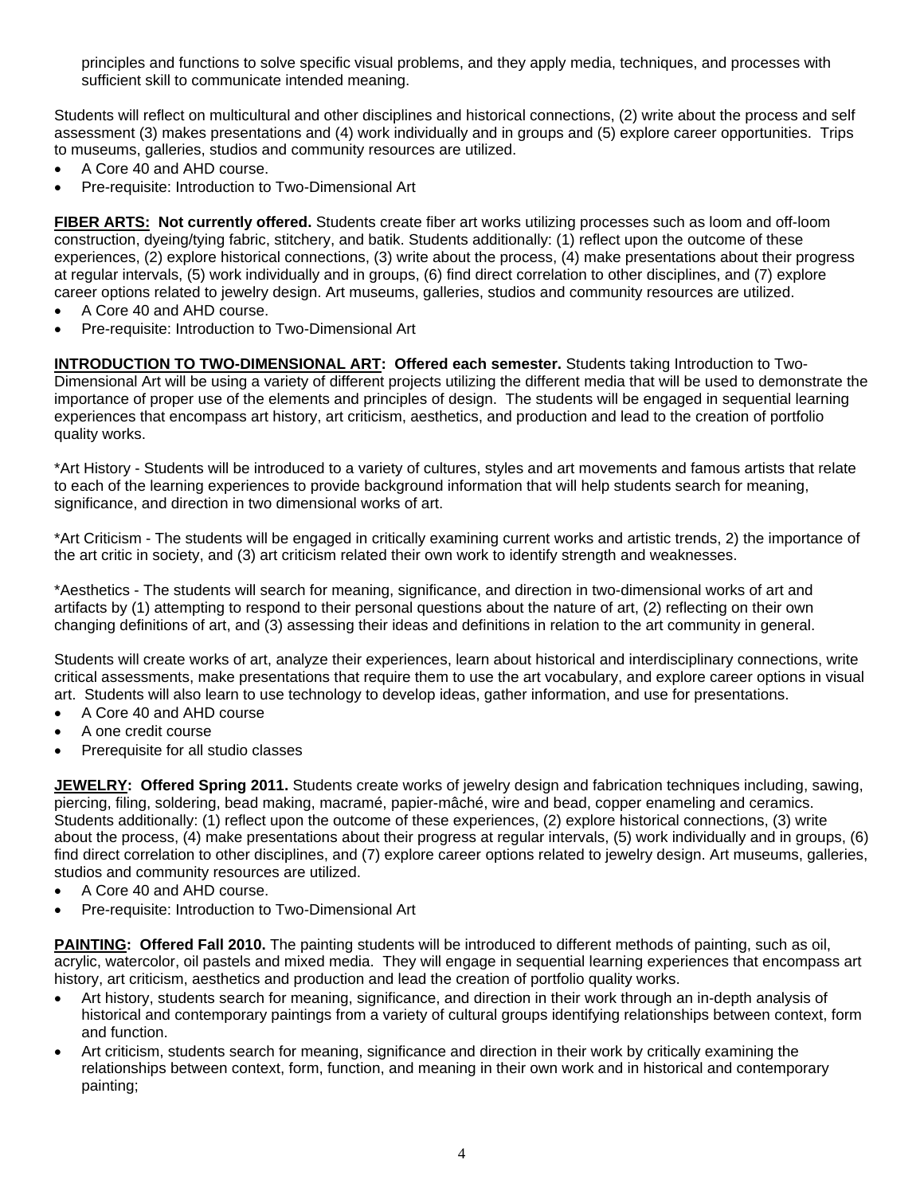principles and functions to solve specific visual problems, and they apply media, techniques, and processes with sufficient skill to communicate intended meaning.

Students will reflect on multicultural and other disciplines and historical connections, (2) write about the process and self assessment (3) makes presentations and (4) work individually and in groups and (5) explore career opportunities. Trips to museums, galleries, studios and community resources are utilized.

- A Core 40 and AHD course.
- Pre-requisite: Introduction to Two-Dimensional Art

**FIBER ARTS: Not currently offered.** Students create fiber art works utilizing processes such as loom and off-loom construction, dyeing/tying fabric, stitchery, and batik. Students additionally: (1) reflect upon the outcome of these experiences, (2) explore historical connections, (3) write about the process, (4) make presentations about their progress at regular intervals, (5) work individually and in groups, (6) find direct correlation to other disciplines, and (7) explore career options related to jewelry design. Art museums, galleries, studios and community resources are utilized.

- A Core 40 and AHD course.
- Pre-requisite: Introduction to Two-Dimensional Art

**INTRODUCTION TO TWO-DIMENSIONAL ART: Offered each semester.** Students taking Introduction to Two-Dimensional Art will be using a variety of different projects utilizing the different media that will be used to demonstrate the importance of proper use of the elements and principles of design. The students will be engaged in sequential learning experiences that encompass art history, art criticism, aesthetics, and production and lead to the creation of portfolio quality works.

*Art History - Students will be introduced to a variety of cultures, styles and art movements and famous artists that relate to each of the learning experiences to provide background information that will help students search for meaning, significance, and direction in two dimensional works of art.

*Art Criticism - The students will be engaged in critically examining current works and artistic trends, 2) the importance of the art critic in society, and (3) art criticism related their own work to identify strength and weaknesses.

*Aesthetics - The students will search for meaning, significance, and direction in two-dimensional works of art and artifacts by (1) attempting to respond to their personal questions about the nature of art, (2) reflecting on their own changing definitions of art, and (3) assessing their ideas and definitions in relation to the art community in general.

Students will create works of art, analyze their experiences, learn about historical and interdisciplinary connections, write critical assessments, make presentations that require them to use the art vocabulary, and explore career options in visual art. Students will also learn to use technology to develop ideas, gather information, and use for presentations.

- A Core 40 and AHD course
- A one credit course
- Prerequisite for all studio classes

**JEWELRY: Offered Spring 2011.** Students create works of jewelry design and fabrication techniques including, sawing, piercing, filing, soldering, bead making, macramé, papier-mâché, wire and bead, copper enameling and ceramics. Students additionally: (1) reflect upon the outcome of these experiences, (2) explore historical connections, (3) write about the process, (4) make presentations about their progress at regular intervals, (5) work individually and in groups, (6) find direct correlation to other disciplines, and (7) explore career options related to jewelry design. Art museums, galleries, studios and community resources are utilized.

- A Core 40 and AHD course.
- Pre-requisite: Introduction to Two-Dimensional Art

**PAINTING: Offered Fall 2010.** The painting students will be introduced to different methods of painting, such as oil, acrylic, watercolor, oil pastels and mixed media. They will engage in sequential learning experiences that encompass art history, art criticism, aesthetics and production and lead the creation of portfolio quality works.

- Art history, students search for meaning, significance, and direction in their work through an in-depth analysis of historical and contemporary paintings from a variety of cultural groups identifying relationships between context, form and function.
- Art criticism, students search for meaning, significance and direction in their work by critically examining the relationships between context, form, function, and meaning in their own work and in historical and contemporary painting;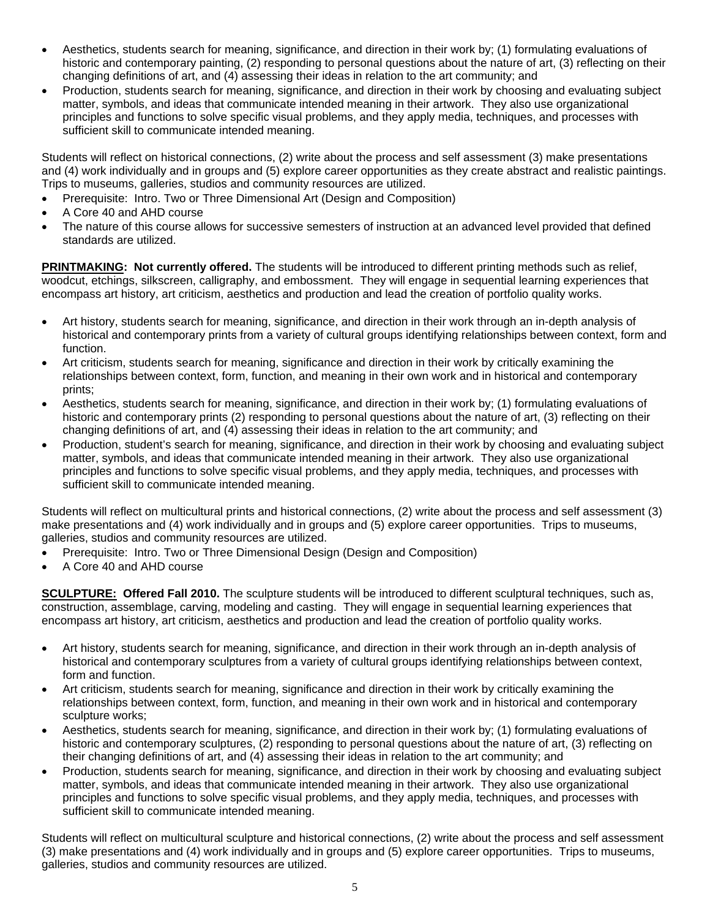- Aesthetics, students search for meaning, significance, and direction in their work by; (1) formulating evaluations of historic and contemporary painting, (2) responding to personal questions about the nature of art, (3) reflecting on their changing definitions of art, and (4) assessing their ideas in relation to the art community; and
- Production, students search for meaning, significance, and direction in their work by choosing and evaluating subject matter, symbols, and ideas that communicate intended meaning in their artwork. They also use organizational principles and functions to solve specific visual problems, and they apply media, techniques, and processes with sufficient skill to communicate intended meaning.

Students will reflect on historical connections, (2) write about the process and self assessment (3) make presentations and (4) work individually and in groups and (5) explore career opportunities as they create abstract and realistic paintings. Trips to museums, galleries, studios and community resources are utilized.

- Prerequisite: Intro. Two or Three Dimensional Art (Design and Composition)
- A Core 40 and AHD course
- The nature of this course allows for successive semesters of instruction at an advanced level provided that defined standards are utilized.

**PRINTMAKING: Not currently offered.** The students will be introduced to different printing methods such as relief, woodcut, etchings, silkscreen, calligraphy, and embossment. They will engage in sequential learning experiences that encompass art history, art criticism, aesthetics and production and lead the creation of portfolio quality works.

- Art history, students search for meaning, significance, and direction in their work through an in-depth analysis of historical and contemporary prints from a variety of cultural groups identifying relationships between context, form and function.
- Art criticism, students search for meaning, significance and direction in their work by critically examining the relationships between context, form, function, and meaning in their own work and in historical and contemporary prints;
- Aesthetics, students search for meaning, significance, and direction in their work by; (1) formulating evaluations of historic and contemporary prints (2) responding to personal questions about the nature of art, (3) reflecting on their changing definitions of art, and (4) assessing their ideas in relation to the art community; and
- Production, student's search for meaning, significance, and direction in their work by choosing and evaluating subject matter, symbols, and ideas that communicate intended meaning in their artwork. They also use organizational principles and functions to solve specific visual problems, and they apply media, techniques, and processes with sufficient skill to communicate intended meaning.

Students will reflect on multicultural prints and historical connections, (2) write about the process and self assessment (3) make presentations and (4) work individually and in groups and (5) explore career opportunities. Trips to museums, galleries, studios and community resources are utilized.

- Prerequisite: Intro. Two or Three Dimensional Design (Design and Composition)
- A Core 40 and AHD course

**SCULPTURE: Offered Fall 2010.** The sculpture students will be introduced to different sculptural techniques, such as, construction, assemblage, carving, modeling and casting. They will engage in sequential learning experiences that encompass art history, art criticism, aesthetics and production and lead the creation of portfolio quality works.

- Art history, students search for meaning, significance, and direction in their work through an in-depth analysis of historical and contemporary sculptures from a variety of cultural groups identifying relationships between context, form and function.
- Art criticism, students search for meaning, significance and direction in their work by critically examining the relationships between context, form, function, and meaning in their own work and in historical and contemporary sculpture works;
- Aesthetics, students search for meaning, significance, and direction in their work by; (1) formulating evaluations of historic and contemporary sculptures, (2) responding to personal questions about the nature of art, (3) reflecting on their changing definitions of art, and (4) assessing their ideas in relation to the art community; and
- Production, students search for meaning, significance, and direction in their work by choosing and evaluating subject matter, symbols, and ideas that communicate intended meaning in their artwork. They also use organizational principles and functions to solve specific visual problems, and they apply media, techniques, and processes with sufficient skill to communicate intended meaning.

Students will reflect on multicultural sculpture and historical connections, (2) write about the process and self assessment (3) make presentations and (4) work individually and in groups and (5) explore career opportunities. Trips to museums, galleries, studios and community resources are utilized.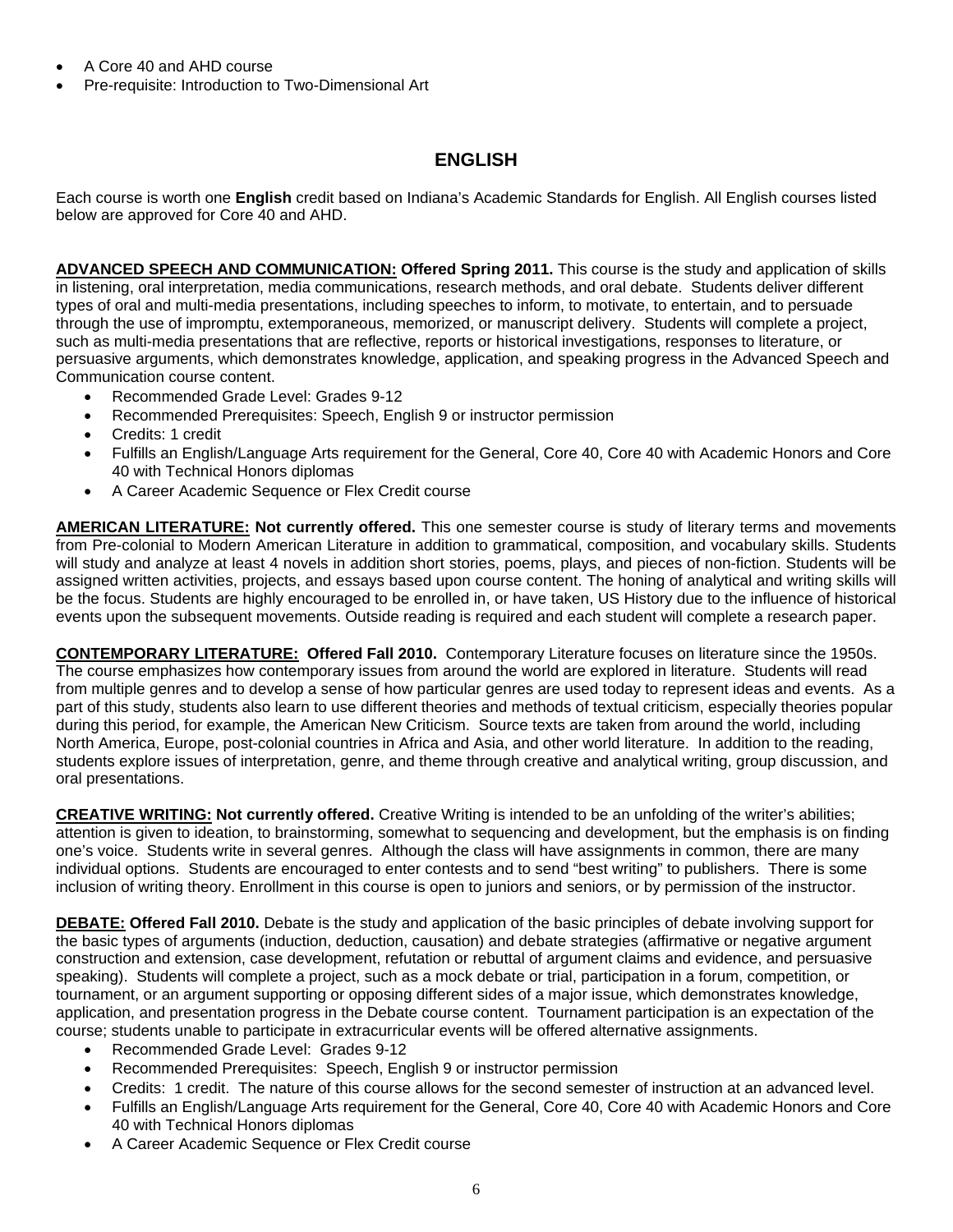- A Core 40 and AHD course
- Pre-requisite: Introduction to Two-Dimensional Art

## ENGLISH

Each course is worth one **English** credit based on Indiana's Academic Standards for English. All English courses listed below are approved for Core 40 and AHD.

**ADVANCED SPEECH AND COMMUNICATION: Offered Spring 2011.** This course is the study and application of skills in listening, oral interpretation, media communications, research methods, and oral debate. Students deliver different types of oral and multi-media presentations, including speeches to inform, to motivate, to entertain, and to persuade through the use of impromptu, extemporaneous, memorized, or manuscript delivery. Students will complete a project, such as multi-media presentations that are reflective, reports or historical investigations, responses to literature, or persuasive arguments, which demonstrates knowledge, application, and speaking progress in the Advanced Speech and Communication course content.

- Recommended Grade Level: Grades 9-12
- Recommended Prerequisites: Speech, English 9 or instructor permission
- Credits: 1 credit
- Fulfills an English/Language Arts requirement for the General, Core 40, Core 40 with Academic Honors and Core 40 with Technical Honors diplomas
- A Career Academic Sequence or Flex Credit course

**AMERICAN LITERATURE: Not currently offered.** This one semester course is study of literary terms and movements from Pre-colonial to Modern American Literature in addition to grammatical, composition, and vocabulary skills. Students will study and analyze at least 4 novels in addition short stories, poems, plays, and pieces of non-fiction. Students will be assigned written activities, projects, and essays based upon course content. The honing of analytical and writing skills will be the focus. Students are highly encouraged to be enrolled in, or have taken, US History due to the influence of historical events upon the subsequent movements. Outside reading is required and each student will complete a research paper.

**CONTEMPORARY LITERATURE: Offered Fall 2010.** Contemporary Literature focuses on literature since the 1950s. The course emphasizes how contemporary issues from around the world are explored in literature. Students will read from multiple genres and to develop a sense of how particular genres are used today to represent ideas and events. As a part of this study, students also learn to use different theories and methods of textual criticism, especially theories popular during this period, for example, the American New Criticism. Source texts are taken from around the world, including North America, Europe, post-colonial countries in Africa and Asia, and other world literature. In addition to the reading, students explore issues of interpretation, genre, and theme through creative and analytical writing, group discussion, and oral presentations.

**CREATIVE WRITING: Not currently offered.** Creative Writing is intended to be an unfolding of the writer's abilities; attention is given to ideation, to brainstorming, somewhat to sequencing and development, but the emphasis is on finding one's voice. Students write in several genres. Although the class will have assignments in common, there are many individual options. Students are encouraged to enter contests and to send "best writing" to publishers. There is some inclusion of writing theory. Enrollment in this course is open to juniors and seniors, or by permission of the instructor.

**DEBATE: Offered Fall 2010.** Debate is the study and application of the basic principles of debate involving support for the basic types of arguments (induction, deduction, causation) and debate strategies (affirmative or negative argument construction and extension, case development, refutation or rebuttal of argument claims and evidence, and persuasive speaking). Students will complete a project, such as a mock debate or trial, participation in a forum, competition, or tournament, or an argument supporting or opposing different sides of a major issue, which demonstrates knowledge, application, and presentation progress in the Debate course content. Tournament participation is an expectation of the course; students unable to participate in extracurricular events will be offered alternative assignments.

- Recommended Grade Level: Grades 9-12
- Recommended Prerequisites: Speech, English 9 or instructor permission
- Credits: 1 credit. The nature of this course allows for the second semester of instruction at an advanced level.
- Fulfills an English/Language Arts requirement for the General, Core 40, Core 40 with Academic Honors and Core 40 with Technical Honors diplomas
- A Career Academic Sequence or Flex Credit course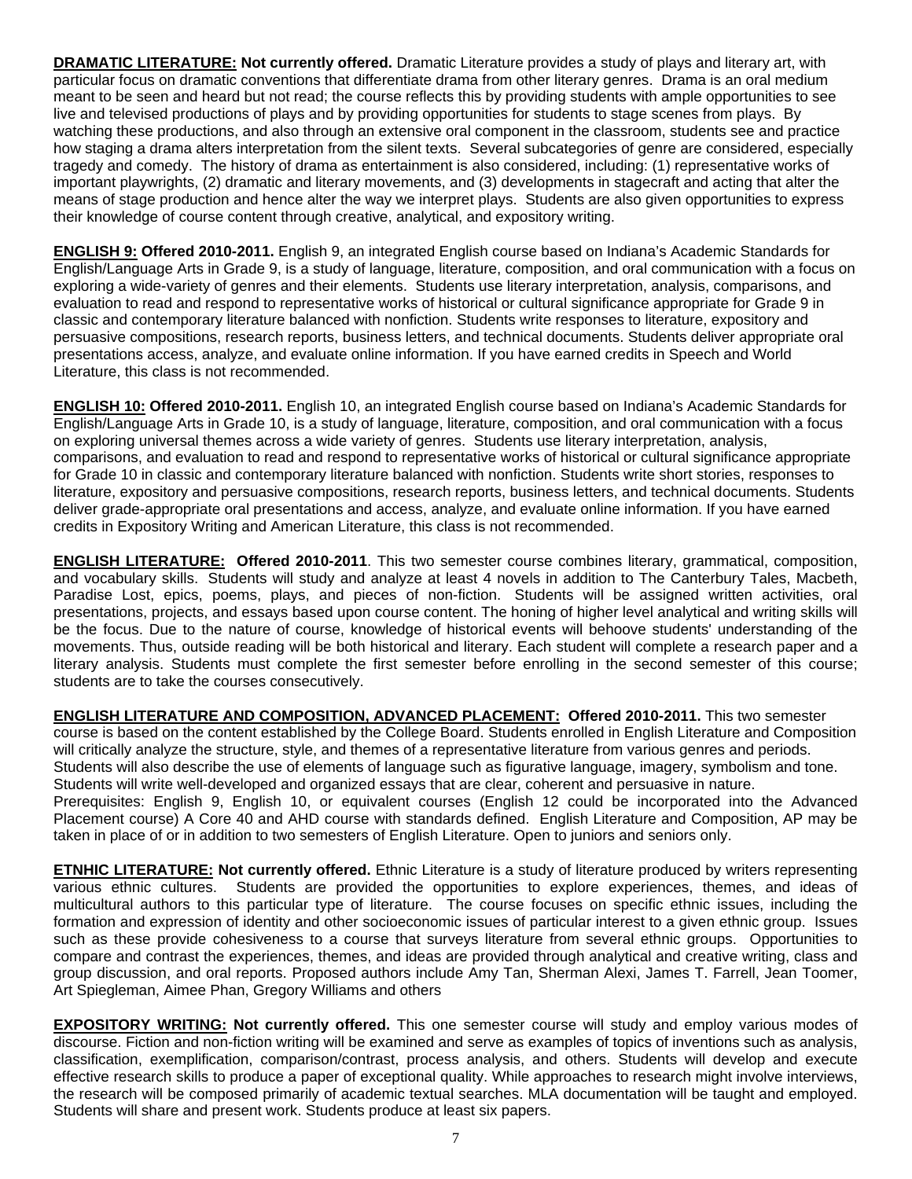**DRAMATIC LITERATURE: Not currently offered.** Dramatic Literature provides a study of plays and literary art, with particular focus on dramatic conventions that differentiate drama from other literary genres. Drama is an oral medium meant to be seen and heard but not read; the course reflects this by providing students with ample opportunities to see live and televised productions of plays and by providing opportunities for students to stage scenes from plays. By watching these productions, and also through an extensive oral component in the classroom, students see and practice how staging a drama alters interpretation from the silent texts. Several subcategories of genre are considered, especially tragedy and comedy. The history of drama as entertainment is also considered, including: (1) representative works of important playwrights, (2) dramatic and literary movements, and (3) developments in stagecraft and acting that alter the means of stage production and hence alter the way we interpret plays. Students are also given opportunities to express their knowledge of course content through creative, analytical, and expository writing.

**ENGLISH 9: Offered 2010-2011.** English 9, an integrated English course based on Indiana's Academic Standards for English/Language Arts in Grade 9, is a study of language, literature, composition, and oral communication with a focus on exploring a wide-variety of genres and their elements. Students use literary interpretation, analysis, comparisons, and evaluation to read and respond to representative works of historical or cultural significance appropriate for Grade 9 in classic and contemporary literature balanced with nonfiction. Students write responses to literature, expository and persuasive compositions, research reports, business letters, and technical documents. Students deliver appropriate oral presentations access, analyze, and evaluate online information. If you have earned credits in Speech and World Literature, this class is not recommended.

**ENGLISH 10: Offered 2010-2011.** English 10, an integrated English course based on Indiana's Academic Standards for English/Language Arts in Grade 10, is a study of language, literature, composition, and oral communication with a focus on exploring universal themes across a wide variety of genres. Students use literary interpretation, analysis, comparisons, and evaluation to read and respond to representative works of historical or cultural significance appropriate for Grade 10 in classic and contemporary literature balanced with nonfiction. Students write short stories, responses to literature, expository and persuasive compositions, research reports, business letters, and technical documents. Students deliver grade-appropriate oral presentations and access, analyze, and evaluate online information. If you have earned credits in Expository Writing and American Literature, this class is not recommended.

**ENGLISH LITERATURE: Offered 2010-2011**. This two semester course combines literary, grammatical, composition, and vocabulary skills. Students will study and analyze at least 4 novels in addition to The Canterbury Tales, Macbeth, Paradise Lost, epics, poems, plays, and pieces of non-fiction. Students will be assigned written activities, oral presentations, projects, and essays based upon course content. The honing of higher level analytical and writing skills will be the focus. Due to the nature of course, knowledge of historical events will behoove students' understanding of the movements. Thus, outside reading will be both historical and literary. Each student will complete a research paper and a literary analysis. Students must complete the first semester before enrolling in the second semester of this course; students are to take the courses consecutively.

**ENGLISH LITERATURE AND COMPOSITION, ADVANCED PLACEMENT: Offered 2010-2011.** This two semester course is based on the content established by the College Board. Students enrolled in English Literature and Composition will critically analyze the structure, style, and themes of a representative literature from various genres and periods. Students will also describe the use of elements of language such as figurative language, imagery, symbolism and tone. Students will write well-developed and organized essays that are clear, coherent and persuasive in nature.
Prerequisites: English 9, English 10, or equivalent courses (English 12 could be incorporated into the Advanced Placement course) A Core 40 and AHD course with standards defined. English Literature and Composition, AP may be taken in place of or in addition to two semesters of English Literature. Open to juniors and seniors only.

**ETNHIC LITERATURE: Not currently offered.** Ethnic Literature is a study of literature produced by writers representing various ethnic cultures. Students are provided the opportunities to explore experiences, themes, and ideas of multicultural authors to this particular type of literature. The course focuses on specific ethnic issues, including the formation and expression of identity and other socioeconomic issues of particular interest to a given ethnic group. Issues such as these provide cohesiveness to a course that surveys literature from several ethnic groups. Opportunities to compare and contrast the experiences, themes, and ideas are provided through analytical and creative writing, class and group discussion, and oral reports. Proposed authors include Amy Tan, Sherman Alexi, James T. Farrell, Jean Toomer, Art Spiegleman, Aimee Phan, Gregory Williams and others

**EXPOSITORY WRITING: Not currently offered.** This one semester course will study and employ various modes of discourse. Fiction and non-fiction writing will be examined and serve as examples of topics of inventions such as analysis, classification, exemplification, comparison/contrast, process analysis, and others. Students will develop and execute effective research skills to produce a paper of exceptional quality. While approaches to research might involve interviews, the research will be composed primarily of academic textual searches. MLA documentation will be taught and employed. Students will share and present work. Students produce at least six papers.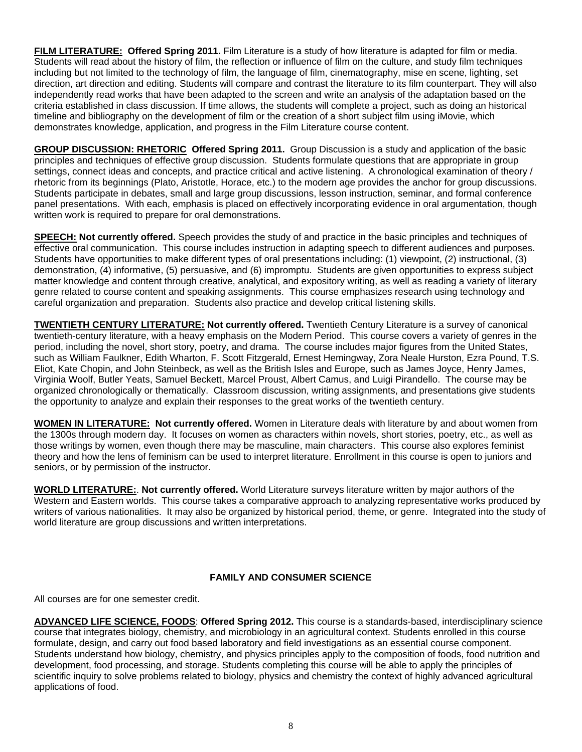**FILM LITERATURE: Offered Spring 2011.** Film Literature is a study of how literature is adapted for film or media. Students will read about the history of film, the reflection or influence of film on the culture, and study film techniques including but not limited to the technology of film, the language of film, cinematography, mise en scene, lighting, set direction, art direction and editing. Students will compare and contrast the literature to its film counterpart. They will also independently read works that have been adapted to the screen and write an analysis of the adaptation based on the criteria established in class discussion. If time allows, the students will complete a project, such as doing an historical timeline and bibliography on the development of film or the creation of a short subject film using iMovie, which demonstrates knowledge, application, and progress in the Film Literature course content.

**GROUP DISCUSSION: RHETORIC Offered Spring 2011.** Group Discussion is a study and application of the basic principles and techniques of effective group discussion. Students formulate questions that are appropriate in group settings, connect ideas and concepts, and practice critical and active listening. A chronological examination of theory / rhetoric from its beginnings (Plato, Aristotle, Horace, etc.) to the modern age provides the anchor for group discussions. Students participate in debates, small and large group discussions, lesson instruction, seminar, and formal conference panel presentations. With each, emphasis is placed on effectively incorporating evidence in oral argumentation, though written work is required to prepare for oral demonstrations.

**SPEECH: Not currently offered.** Speech provides the study of and practice in the basic principles and techniques of effective oral communication. This course includes instruction in adapting speech to different audiences and purposes. Students have opportunities to make different types of oral presentations including: (1) viewpoint, (2) instructional, (3) demonstration, (4) informative, (5) persuasive, and (6) impromptu. Students are given opportunities to express subject matter knowledge and content through creative, analytical, and expository writing, as well as reading a variety of literary genre related to course content and speaking assignments. This course emphasizes research using technology and careful organization and preparation. Students also practice and develop critical listening skills.

**TWENTIETH CENTURY LITERATURE: Not currently offered.** Twentieth Century Literature is a survey of canonical twentieth-century literature, with a heavy emphasis on the Modern Period. This course covers a variety of genres in the period, including the novel, short story, poetry, and drama. The course includes major figures from the United States, such as William Faulkner, Edith Wharton, F. Scott Fitzgerald, Ernest Hemingway, Zora Neale Hurston, Ezra Pound, T.S. Eliot, Kate Chopin, and John Steinbeck, as well as the British Isles and Europe, such as James Joyce, Henry James, Virginia Woolf, Butler Yeats, Samuel Beckett, Marcel Proust, Albert Camus, and Luigi Pirandello. The course may be organized chronologically or thematically. Classroom discussion, writing assignments, and presentations give students the opportunity to analyze and explain their responses to the great works of the twentieth century.

**WOMEN IN LITERATURE: Not currently offered.** Women in Literature deals with literature by and about women from the 1300s through modern day. It focuses on women as characters within novels, short stories, poetry, etc., as well as those writings by women, even though there may be masculine, main characters. This course also explores feminist theory and how the lens of feminism can be used to interpret literature. Enrollment in this course is open to juniors and seniors, or by permission of the instructor.

**WORLD LITERATURE:. Not currently offered.** World Literature surveys literature written by major authors of the Western and Eastern worlds. This course takes a comparative approach to analyzing representative works produced by writers of various nationalities. It may also be organized by historical period, theme, or genre. Integrated into the study of world literature are group discussions and written interpretations.

## FAMILY AND CONSUMER SCIENCE

All courses are for one semester credit.

**ADVANCED LIFE SCIENCE, FOODS: Offered Spring 2012.** This course is a standards-based, interdisciplinary science course that integrates biology, chemistry, and microbiology in an agricultural context. Students enrolled in this course formulate, design, and carry out food based laboratory and field investigations as an essential course component. Students understand how biology, chemistry, and physics principles apply to the composition of foods, food nutrition and development, food processing, and storage. Students completing this course will be able to apply the principles of scientific inquiry to solve problems related to biology, physics and chemistry the context of highly advanced agricultural applications of food.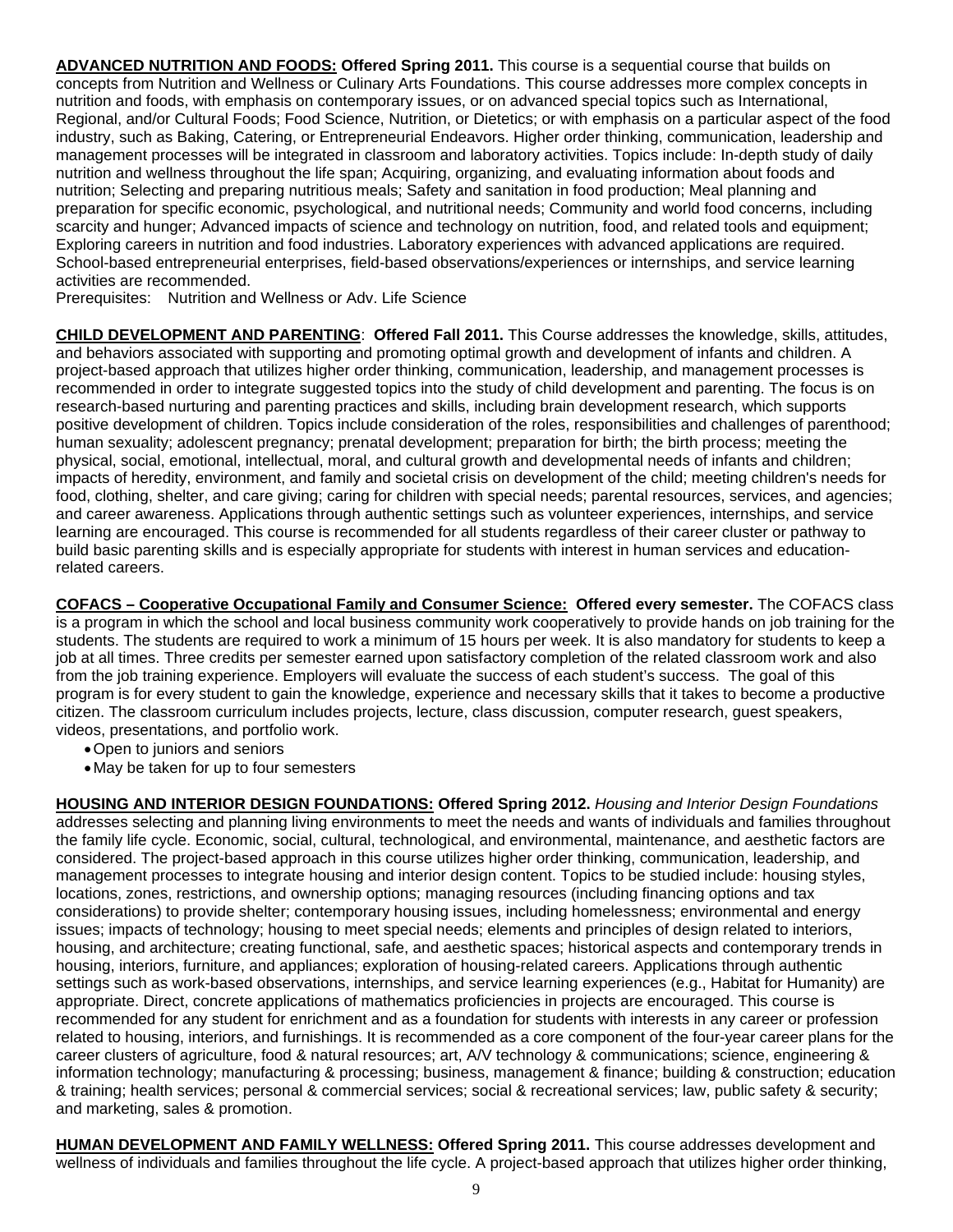**ADVANCED NUTRITION AND FOODS: Offered Spring 2011.** This course is a sequential course that builds on concepts from Nutrition and Wellness or Culinary Arts Foundations. This course addresses more complex concepts in nutrition and foods, with emphasis on contemporary issues, or on advanced special topics such as International, Regional, and/or Cultural Foods; Food Science, Nutrition, or Dietetics; or with emphasis on a particular aspect of the food industry, such as Baking, Catering, or Entrepreneurial Endeavors. Higher order thinking, communication, leadership and management processes will be integrated in classroom and laboratory activities. Topics include: In-depth study of daily nutrition and wellness throughout the life span; Acquiring, organizing, and evaluating information about foods and nutrition; Selecting and preparing nutritious meals; Safety and sanitation in food production; Meal planning and preparation for specific economic, psychological, and nutritional needs; Community and world food concerns, including scarcity and hunger; Advanced impacts of science and technology on nutrition, food, and related tools and equipment; Exploring careers in nutrition and food industries. Laboratory experiences with advanced applications are required. School-based entrepreneurial enterprises, field-based observations/experiences or internships, and service learning activities are recommended.
Prerequisites: Nutrition and Wellness or Adv. Life Science

**CHILD DEVELOPMENT AND PARENTING**: **Offered Fall 2011.** This Course addresses the knowledge, skills, attitudes, and behaviors associated with supporting and promoting optimal growth and development of infants and children. A project-based approach that utilizes higher order thinking, communication, leadership, and management processes is recommended in order to integrate suggested topics into the study of child development and parenting. The focus is on research-based nurturing and parenting practices and skills, including brain development research, which supports positive development of children. Topics include consideration of the roles, responsibilities and challenges of parenthood; human sexuality; adolescent pregnancy; prenatal development; preparation for birth; the birth process; meeting the physical, social, emotional, intellectual, moral, and cultural growth and developmental needs of infants and children; impacts of heredity, environment, and family and societal crisis on development of the child; meeting children's needs for food, clothing, shelter, and care giving; caring for children with special needs; parental resources, services, and agencies; and career awareness. Applications through authentic settings such as volunteer experiences, internships, and service learning are encouraged. This course is recommended for all students regardless of their career cluster or pathway to build basic parenting skills and is especially appropriate for students with interest in human services and education-related careers.

**COFACS – Cooperative Occupational Family and Consumer Science: Offered every semester.** The COFACS class is a program in which the school and local business community work cooperatively to provide hands on job training for the students. The students are required to work a minimum of 15 hours per week. It is also mandatory for students to keep a job at all times. Three credits per semester earned upon satisfactory completion of the related classroom work and also from the job training experience. Employers will evaluate the success of each student's success. The goal of this program is for every student to gain the knowledge, experience and necessary skills that it takes to become a productive citizen. The classroom curriculum includes projects, lecture, class discussion, computer research, guest speakers, videos, presentations, and portfolio work.

- Open to juniors and seniors
- May be taken for up to four semesters

**HOUSING AND INTERIOR DESIGN FOUNDATIONS: Offered Spring 2012.** *Housing and Interior Design Foundations* addresses selecting and planning living environments to meet the needs and wants of individuals and families throughout the family life cycle. Economic, social, cultural, technological, and environmental, maintenance, and aesthetic factors are considered. The project-based approach in this course utilizes higher order thinking, communication, leadership, and management processes to integrate housing and interior design content. Topics to be studied include: housing styles, locations, zones, restrictions, and ownership options; managing resources (including financing options and tax considerations) to provide shelter; contemporary housing issues, including homelessness; environmental and energy issues; impacts of technology; housing to meet special needs; elements and principles of design related to interiors, housing, and architecture; creating functional, safe, and aesthetic spaces; historical aspects and contemporary trends in housing, interiors, furniture, and appliances; exploration of housing-related careers. Applications through authentic settings such as work-based observations, internships, and service learning experiences (e.g., Habitat for Humanity) are appropriate. Direct, concrete applications of mathematics proficiencies in projects are encouraged. This course is recommended for any student for enrichment and as a foundation for students with interests in any career or profession related to housing, interiors, and furnishings. It is recommended as a core component of the four-year career plans for the career clusters of agriculture, food & natural resources; art, A/V technology & communications; science, engineering & information technology; manufacturing & processing; business, management & finance; building & construction; education & training; health services; personal & commercial services; social & recreational services; law, public safety & security; and marketing, sales & promotion.

**HUMAN DEVELOPMENT AND FAMILY WELLNESS: Offered Spring 2011.** This course addresses development and wellness of individuals and families throughout the life cycle. A project-based approach that utilizes higher order thinking,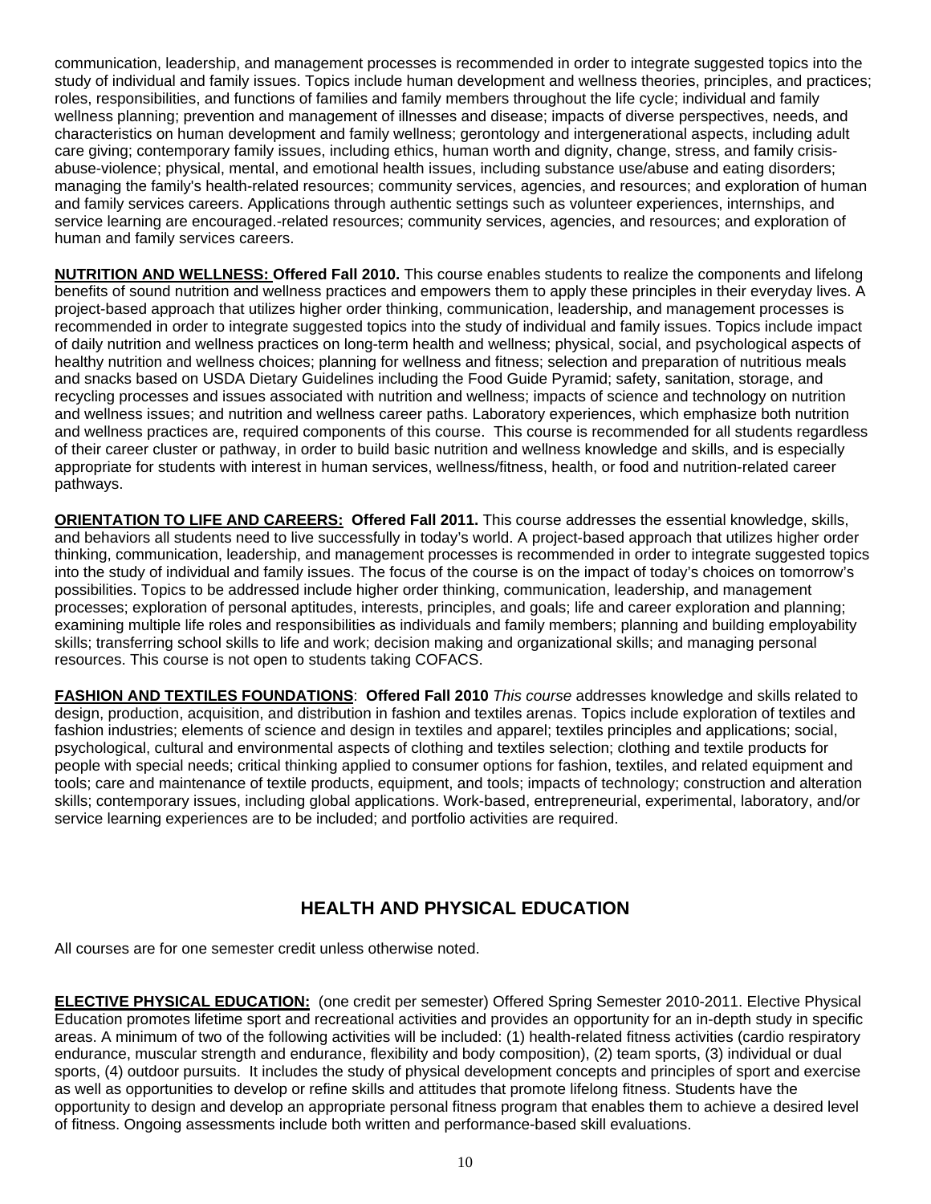communication, leadership, and management processes is recommended in order to integrate suggested topics into the study of individual and family issues. Topics include human development and wellness theories, principles, and practices; roles, responsibilities, and functions of families and family members throughout the life cycle; individual and family wellness planning; prevention and management of illnesses and disease; impacts of diverse perspectives, needs, and characteristics on human development and family wellness; gerontology and intergenerational aspects, including adult care giving; contemporary family issues, including ethics, human worth and dignity, change, stress, and family crisis-abuse-violence; physical, mental, and emotional health issues, including substance use/abuse and eating disorders; managing the family's health-related resources; community services, agencies, and resources; and exploration of human and family services careers. Applications through authentic settings such as volunteer experiences, internships, and service learning are encouraged.-related resources; community services, agencies, and resources; and exploration of human and family services careers.

**NUTRITION AND WELLNESS: Offered Fall 2010.** This course enables students to realize the components and lifelong benefits of sound nutrition and wellness practices and empowers them to apply these principles in their everyday lives. A project-based approach that utilizes higher order thinking, communication, leadership, and management processes is recommended in order to integrate suggested topics into the study of individual and family issues. Topics include impact of daily nutrition and wellness practices on long-term health and wellness; physical, social, and psychological aspects of healthy nutrition and wellness choices; planning for wellness and fitness; selection and preparation of nutritious meals and snacks based on USDA Dietary Guidelines including the Food Guide Pyramid; safety, sanitation, storage, and recycling processes and issues associated with nutrition and wellness; impacts of science and technology on nutrition and wellness issues; and nutrition and wellness career paths. Laboratory experiences, which emphasize both nutrition and wellness practices are, required components of this course. This course is recommended for all students regardless of their career cluster or pathway, in order to build basic nutrition and wellness knowledge and skills, and is especially appropriate for students with interest in human services, wellness/fitness, health, or food and nutrition-related career pathways.

**ORIENTATION TO LIFE AND CAREERS: Offered Fall 2011.** This course addresses the essential knowledge, skills, and behaviors all students need to live successfully in today's world. A project-based approach that utilizes higher order thinking, communication, leadership, and management processes is recommended in order to integrate suggested topics into the study of individual and family issues. The focus of the course is on the impact of today's choices on tomorrow's possibilities. Topics to be addressed include higher order thinking, communication, leadership, and management processes; exploration of personal aptitudes, interests, principles, and goals; life and career exploration and planning; examining multiple life roles and responsibilities as individuals and family members; planning and building employability skills; transferring school skills to life and work; decision making and organizational skills; and managing personal resources. This course is not open to students taking COFACS.

**FASHION AND TEXTILES FOUNDATIONS**: **Offered Fall 2010** *This course* addresses knowledge and skills related to design, production, acquisition, and distribution in fashion and textiles arenas. Topics include exploration of textiles and fashion industries; elements of science and design in textiles and apparel; textiles principles and applications; social, psychological, cultural and environmental aspects of clothing and textiles selection; clothing and textile products for people with special needs; critical thinking applied to consumer options for fashion, textiles, and related equipment and tools; care and maintenance of textile products, equipment, and tools; impacts of technology; construction and alteration skills; contemporary issues, including global applications. Work-based, entrepreneurial, experimental, laboratory, and/or service learning experiences are to be included; and portfolio activities are required.

## HEALTH AND PHYSICAL EDUCATION

All courses are for one semester credit unless otherwise noted.

**ELECTIVE PHYSICAL EDUCATION:** (one credit per semester) Offered Spring Semester 2010-2011. Elective Physical Education promotes lifetime sport and recreational activities and provides an opportunity for an in-depth study in specific areas. A minimum of two of the following activities will be included: (1) health-related fitness activities (cardio respiratory endurance, muscular strength and endurance, flexibility and body composition), (2) team sports, (3) individual or dual sports, (4) outdoor pursuits. It includes the study of physical development concepts and principles of sport and exercise as well as opportunities to develop or refine skills and attitudes that promote lifelong fitness. Students have the opportunity to design and develop an appropriate personal fitness program that enables them to achieve a desired level of fitness. Ongoing assessments include both written and performance-based skill evaluations.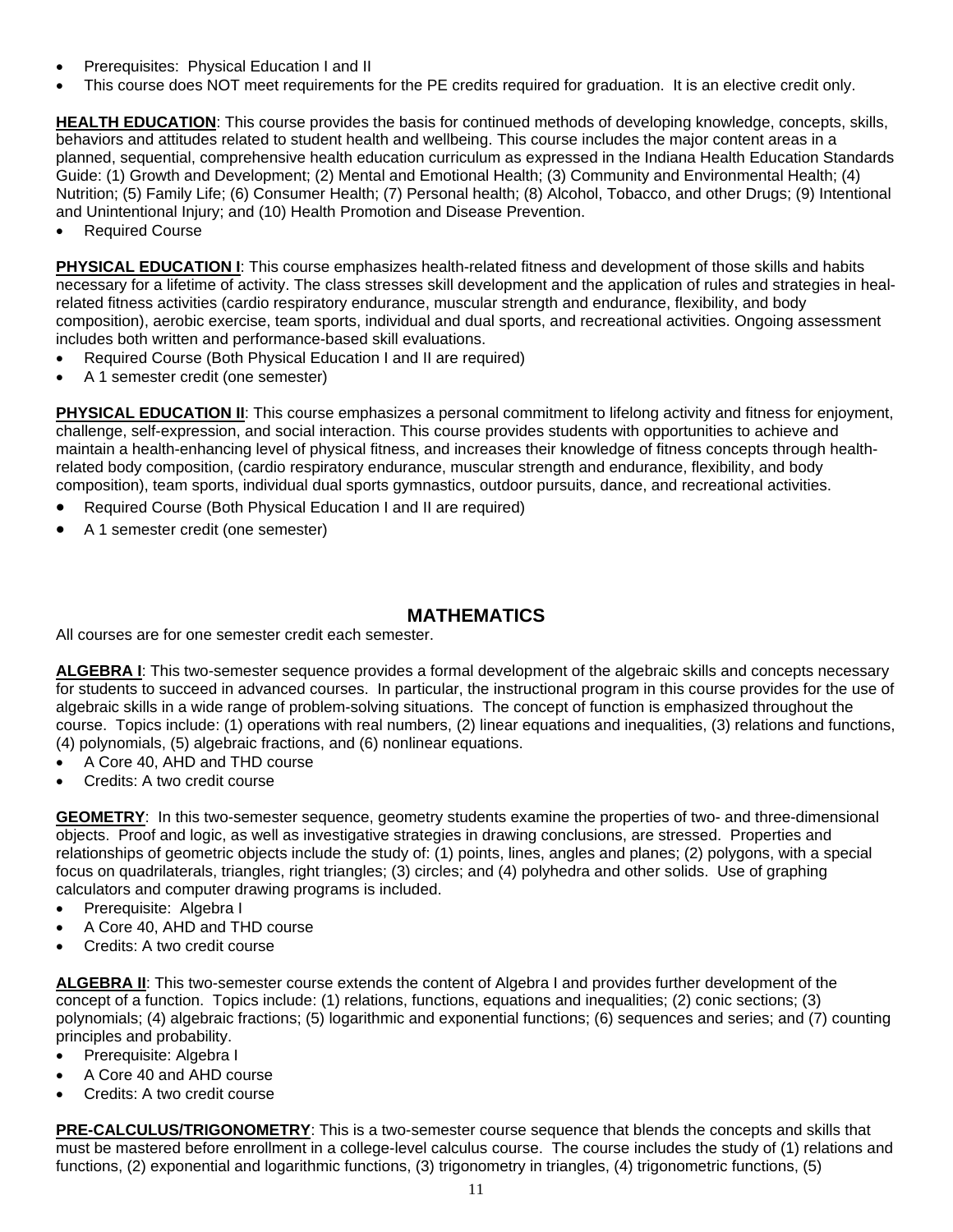- Prerequisites: Physical Education I and II
- This course does NOT meet requirements for the PE credits required for graduation. It is an elective credit only.

**HEALTH EDUCATION**: This course provides the basis for continued methods of developing knowledge, concepts, skills, behaviors and attitudes related to student health and wellbeing. This course includes the major content areas in a planned, sequential, comprehensive health education curriculum as expressed in the Indiana Health Education Standards Guide: (1) Growth and Development; (2) Mental and Emotional Health; (3) Community and Environmental Health; (4) Nutrition; (5) Family Life; (6) Consumer Health; (7) Personal health; (8) Alcohol, Tobacco, and other Drugs; (9) Intentional and Unintentional Injury; and (10) Health Promotion and Disease Prevention.

- Required Course

**PHYSICAL EDUCATION I**: This course emphasizes health-related fitness and development of those skills and habits necessary for a lifetime of activity. The class stresses skill development and the application of rules and strategies in heal-related fitness activities (cardio respiratory endurance, muscular strength and endurance, flexibility, and body composition), aerobic exercise, team sports, individual and dual sports, and recreational activities. Ongoing assessment includes both written and performance-based skill evaluations.

- Required Course (Both Physical Education I and II are required)
- A 1 semester credit (one semester)

**PHYSICAL EDUCATION II**: This course emphasizes a personal commitment to lifelong activity and fitness for enjoyment, challenge, self-expression, and social interaction. This course provides students with opportunities to achieve and maintain a health-enhancing level of physical fitness, and increases their knowledge of fitness concepts through health-related body composition, (cardio respiratory endurance, muscular strength and endurance, flexibility, and body composition), team sports, individual dual sports gymnastics, outdoor pursuits, dance, and recreational activities.

- Required Course (Both Physical Education I and II are required)
- A 1 semester credit (one semester)

## MATHEMATICS

All courses are for one semester credit each semester.

**ALGEBRA I**: This two-semester sequence provides a formal development of the algebraic skills and concepts necessary for students to succeed in advanced courses. In particular, the instructional program in this course provides for the use of algebraic skills in a wide range of problem-solving situations. The concept of function is emphasized throughout the course. Topics include: (1) operations with real numbers, (2) linear equations and inequalities, (3) relations and functions, (4) polynomials, (5) algebraic fractions, and (6) nonlinear equations.

- A Core 40, AHD and THD course
- Credits: A two credit course

**GEOMETRY**: In this two-semester sequence, geometry students examine the properties of two- and three-dimensional objects. Proof and logic, as well as investigative strategies in drawing conclusions, are stressed. Properties and relationships of geometric objects include the study of: (1) points, lines, angles and planes; (2) polygons, with a special focus on quadrilaterals, triangles, right triangles; (3) circles; and (4) polyhedra and other solids. Use of graphing calculators and computer drawing programs is included.

- Prerequisite: Algebra I
- A Core 40, AHD and THD course
- Credits: A two credit course

**ALGEBRA II**: This two-semester course extends the content of Algebra I and provides further development of the concept of a function. Topics include: (1) relations, functions, equations and inequalities; (2) conic sections; (3) polynomials; (4) algebraic fractions; (5) logarithmic and exponential functions; (6) sequences and series; and (7) counting principles and probability.

- Prerequisite: Algebra I
- A Core 40 and AHD course
- Credits: A two credit course

**PRE-CALCULUS/TRIGONOMETRY**: This is a two-semester course sequence that blends the concepts and skills that must be mastered before enrollment in a college-level calculus course. The course includes the study of (1) relations and functions, (2) exponential and logarithmic functions, (3) trigonometry in triangles, (4) trigonometric functions, (5)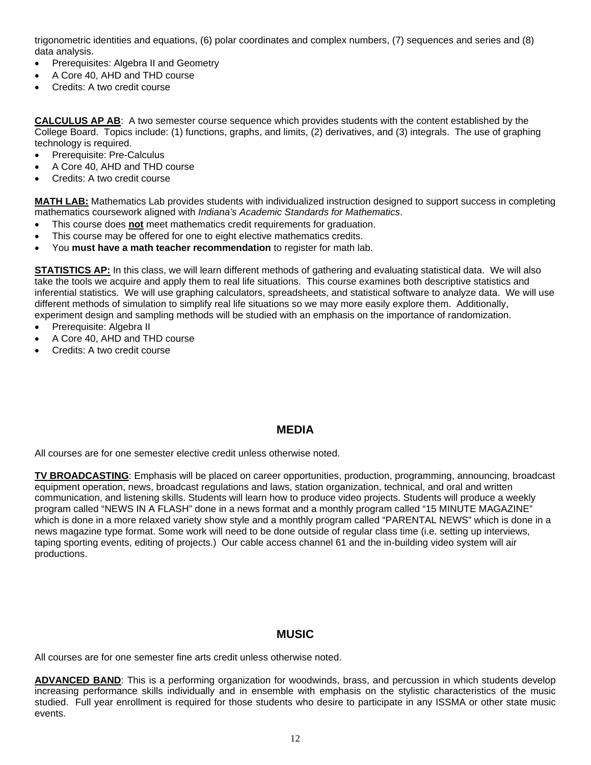trigonometric identities and equations, (6) polar coordinates and complex numbers, (7) sequences and series and (8) data analysis.

- Prerequisites: Algebra II and Geometry
- A Core 40, AHD and THD course
- Credits: A two credit course

**CALCULUS AP AB**: A two semester course sequence which provides students with the content established by the College Board. Topics include: (1) functions, graphs, and limits, (2) derivatives, and (3) integrals. The use of graphing technology is required.

- Prerequisite: Pre-Calculus
- A Core 40, AHD and THD course
- Credits: A two credit course

**MATH LAB:** Mathematics Lab provides students with individualized instruction designed to support success in completing mathematics coursework aligned with *Indiana's Academic Standards for Mathematics*.

- This course does **not** meet mathematics credit requirements for graduation.
- This course may be offered for one to eight elective mathematics credits.
- You **must have a math teacher recommendation** to register for math lab.

**STATISTICS AP:** In this class, we will learn different methods of gathering and evaluating statistical data. We will also take the tools we acquire and apply them to real life situations. This course examines both descriptive statistics and inferential statistics. We will use graphing calculators, spreadsheets, and statistical software to analyze data. We will use different methods of simulation to simplify real life situations so we may more easily explore them. Additionally, experiment design and sampling methods will be studied with an emphasis on the importance of randomization.

- Prerequisite: Algebra II
- A Core 40, AHD and THD course
- Credits: A two credit course

## MEDIA

All courses are for one semester elective credit unless otherwise noted.

**TV BROADCASTING**: Emphasis will be placed on career opportunities, production, programming, announcing, broadcast equipment operation, news, broadcast regulations and laws, station organization, technical, and oral and written communication, and listening skills. Students will learn how to produce video projects. Students will produce a weekly program called "NEWS IN A FLASH" done in a news format and a monthly program called "15 MINUTE MAGAZINE" which is done in a more relaxed variety show style and a monthly program called "PARENTAL NEWS" which is done in a news magazine type format. Some work will need to be done outside of regular class time (i.e. setting up interviews, taping sporting events, editing of projects.) Our cable access channel 61 and the in-building video system will air productions.

## MUSIC

All courses are for one semester fine arts credit unless otherwise noted.

**ADVANCED BAND**: This is a performing organization for woodwinds, brass, and percussion in which students develop increasing performance skills individually and in ensemble with emphasis on the stylistic characteristics of the music studied. Full year enrollment is required for those students who desire to participate in any ISSMA or other state music events.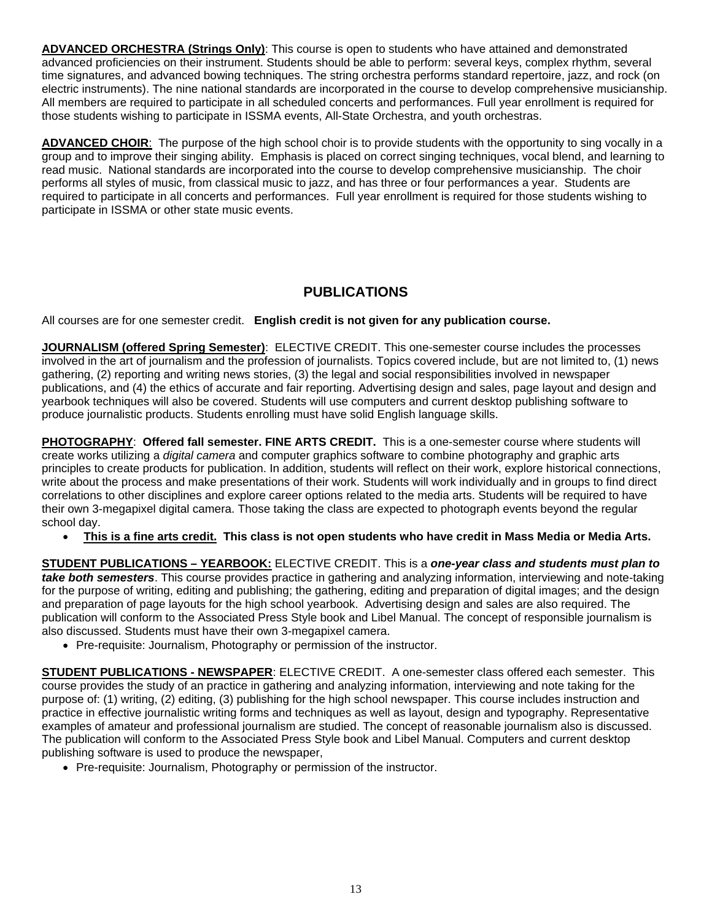**<u>ADVANCED ORCHESTRA (Strings Only)</u>**: This course is open to students who have attained and demonstrated advanced proficiencies on their instrument. Students should be able to perform: several keys, complex rhythm, several time signatures, and advanced bowing techniques. The string orchestra performs standard repertoire, jazz, and rock (on electric instruments). The nine national standards are incorporated in the course to develop comprehensive musicianship. All members are required to participate in all scheduled concerts and performances. Full year enrollment is required for those students wishing to participate in ISSMA events, All-State Orchestra, and youth orchestras.

**<u>ADVANCED CHOIR</u>**: The purpose of the high school choir is to provide students with the opportunity to sing vocally in a group and to improve their singing ability. Emphasis is placed on correct singing techniques, vocal blend, and learning to read music. National standards are incorporated into the course to develop comprehensive musicianship. The choir performs all styles of music, from classical music to jazz, and has three or four performances a year. Students are required to participate in all concerts and performances. Full year enrollment is required for those students wishing to participate in ISSMA or other state music events.

## PUBLICATIONS

All courses are for one semester credit. **English credit is not given for any publication course.**

**<u>JOURNALISM (offered Spring Semester)</u>**: ELECTIVE CREDIT. This one-semester course includes the processes involved in the art of journalism and the profession of journalists. Topics covered include, but are not limited to, (1) news gathering, (2) reporting and writing news stories, (3) the legal and social responsibilities involved in newspaper publications, and (4) the ethics of accurate and fair reporting. Advertising design and sales, page layout and design and yearbook techniques will also be covered. Students will use computers and current desktop publishing software to produce journalistic products. Students enrolling must have solid English language skills.

**<u>PHOTOGRAPHY</u>**: **Offered fall semester. FINE ARTS CREDIT.** This is a one-semester course where students will create works utilizing a *digital camera* and computer graphics software to combine photography and graphic arts principles to create products for publication. In addition, students will reflect on their work, explore historical connections, write about the process and make presentations of their work. Students will work individually and in groups to find direct correlations to other disciplines and explore career options related to the media arts. Students will be required to have their own 3-megapixel digital camera. Those taking the class are expected to photograph events beyond the regular school day.

- **<u>This is a fine arts credit.</u> This class is not open students who have credit in Mass Media or Media Arts.**

**<u>STUDENT PUBLICATIONS – YEARBOOK:</u>** ELECTIVE CREDIT. This is a ***one-year class and students must plan to take both semesters***. This course provides practice in gathering and analyzing information, interviewing and note-taking for the purpose of writing, editing and publishing; the gathering, editing and preparation of digital images; and the design and preparation of page layouts for the high school yearbook. Advertising design and sales are also required. The publication will conform to the Associated Press Style book and Libel Manual. The concept of responsible journalism is also discussed. Students must have their own 3-megapixel camera.

- Pre-requisite: Journalism, Photography or permission of the instructor.

**<u>STUDENT PUBLICATIONS - NEWSPAPER</u>**: ELECTIVE CREDIT. A one-semester class offered each semester. This course provides the study of an practice in gathering and analyzing information, interviewing and note taking for the purpose of: (1) writing, (2) editing, (3) publishing for the high school newspaper. This course includes instruction and practice in effective journalistic writing forms and techniques as well as layout, design and typography. Representative examples of amateur and professional journalism are studied. The concept of reasonable journalism also is discussed. The publication will conform to the Associated Press Style book and Libel Manual. Computers and current desktop publishing software is used to produce the newspaper,

- Pre-requisite: Journalism, Photography or permission of the instructor.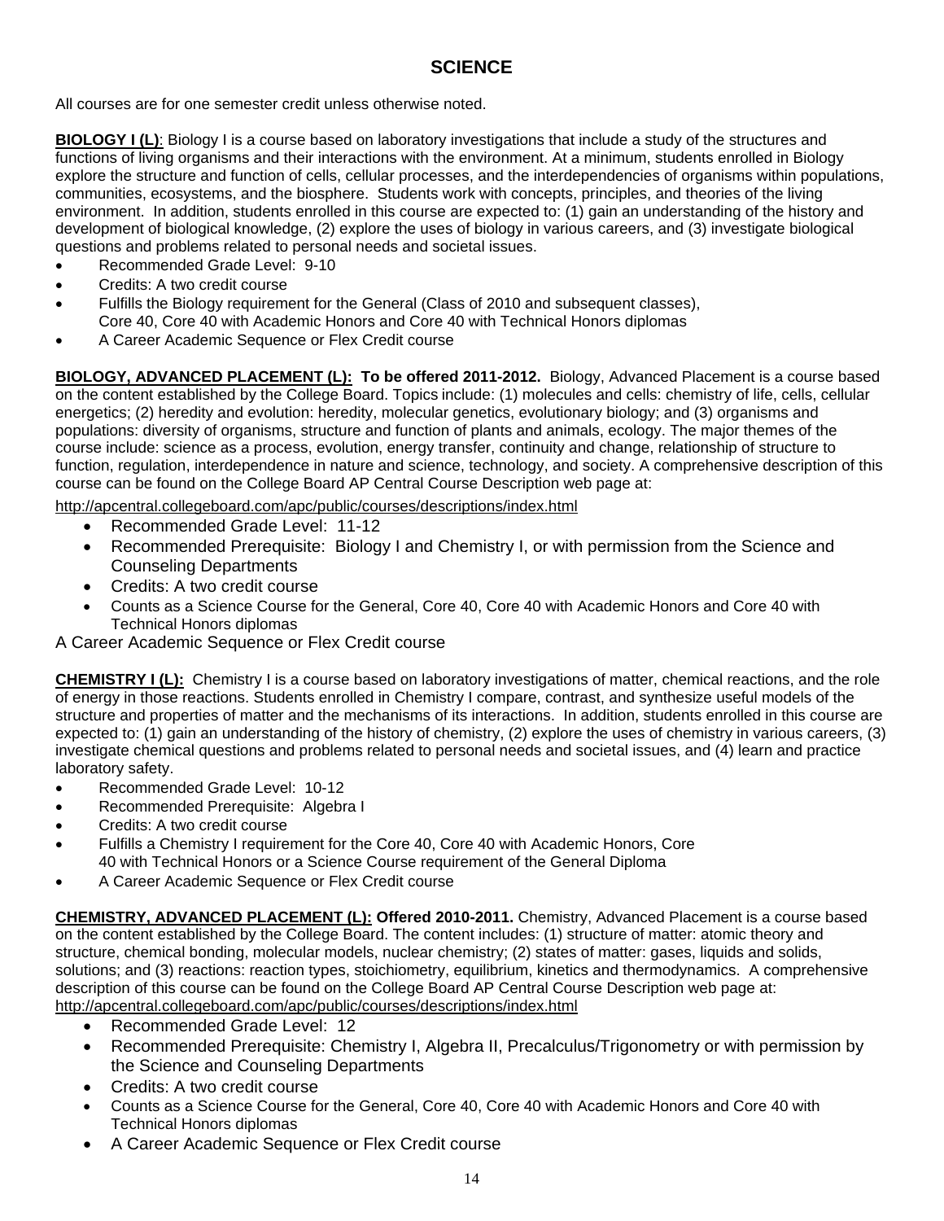# SCIENCE

All courses are for one semester credit unless otherwise noted.

**BIOLOGY I (L)**: Biology I is a course based on laboratory investigations that include a study of the structures and functions of living organisms and their interactions with the environment. At a minimum, students enrolled in Biology explore the structure and function of cells, cellular processes, and the interdependencies of organisms within populations, communities, ecosystems, and the biosphere. Students work with concepts, principles, and theories of the living environment. In addition, students enrolled in this course are expected to: (1) gain an understanding of the history and development of biological knowledge, (2) explore the uses of biology in various careers, and (3) investigate biological questions and problems related to personal needs and societal issues.

- Recommended Grade Level: 9-10
- Credits: A two credit course
- Fulfills the Biology requirement for the General (Class of 2010 and subsequent classes), Core 40, Core 40 with Academic Honors and Core 40 with Technical Honors diplomas
- A Career Academic Sequence or Flex Credit course

**BIOLOGY, ADVANCED PLACEMENT (L): To be offered 2011-2012.** Biology, Advanced Placement is a course based on the content established by the College Board. Topics include: (1) molecules and cells: chemistry of life, cells, cellular energetics; (2) heredity and evolution: heredity, molecular genetics, evolutionary biology; and (3) organisms and populations: diversity of organisms, structure and function of plants and animals, ecology. The major themes of the course include: science as a process, evolution, energy transfer, continuity and change, relationship of structure to function, regulation, interdependence in nature and science, technology, and society. A comprehensive description of this course can be found on the College Board AP Central Course Description web page at:
http://apcentral.collegeboard.com/apc/public/courses/descriptions/index.html

- Recommended Grade Level: 11-12
- Recommended Prerequisite: Biology I and Chemistry I, or with permission from the Science and Counseling Departments
- Credits: A two credit course
- Counts as a Science Course for the General, Core 40, Core 40 with Academic Honors and Core 40 with Technical Honors diplomas

A Career Academic Sequence or Flex Credit course

**CHEMISTRY I (L):** Chemistry I is a course based on laboratory investigations of matter, chemical reactions, and the role of energy in those reactions. Students enrolled in Chemistry I compare, contrast, and synthesize useful models of the structure and properties of matter and the mechanisms of its interactions. In addition, students enrolled in this course are expected to: (1) gain an understanding of the history of chemistry, (2) explore the uses of chemistry in various careers, (3) investigate chemical questions and problems related to personal needs and societal issues, and (4) learn and practice laboratory safety.

- Recommended Grade Level: 10-12
- Recommended Prerequisite: Algebra I
- Credits: A two credit course
- Fulfills a Chemistry I requirement for the Core 40, Core 40 with Academic Honors, Core 40 with Technical Honors or a Science Course requirement of the General Diploma
- A Career Academic Sequence or Flex Credit course

**CHEMISTRY, ADVANCED PLACEMENT (L): Offered 2010-2011.** Chemistry, Advanced Placement is a course based on the content established by the College Board. The content includes: (1) structure of matter: atomic theory and structure, chemical bonding, molecular models, nuclear chemistry; (2) states of matter: gases, liquids and solids, solutions; and (3) reactions: reaction types, stoichiometry, equilibrium, kinetics and thermodynamics. A comprehensive description of this course can be found on the College Board AP Central Course Description web page at:
http://apcentral.collegeboard.com/apc/public/courses/descriptions/index.html

- Recommended Grade Level: 12
- Recommended Prerequisite: Chemistry I, Algebra II, Precalculus/Trigonometry or with permission by the Science and Counseling Departments
- Credits: A two credit course
- Counts as a Science Course for the General, Core 40, Core 40 with Academic Honors and Core 40 with Technical Honors diplomas
- A Career Academic Sequence or Flex Credit course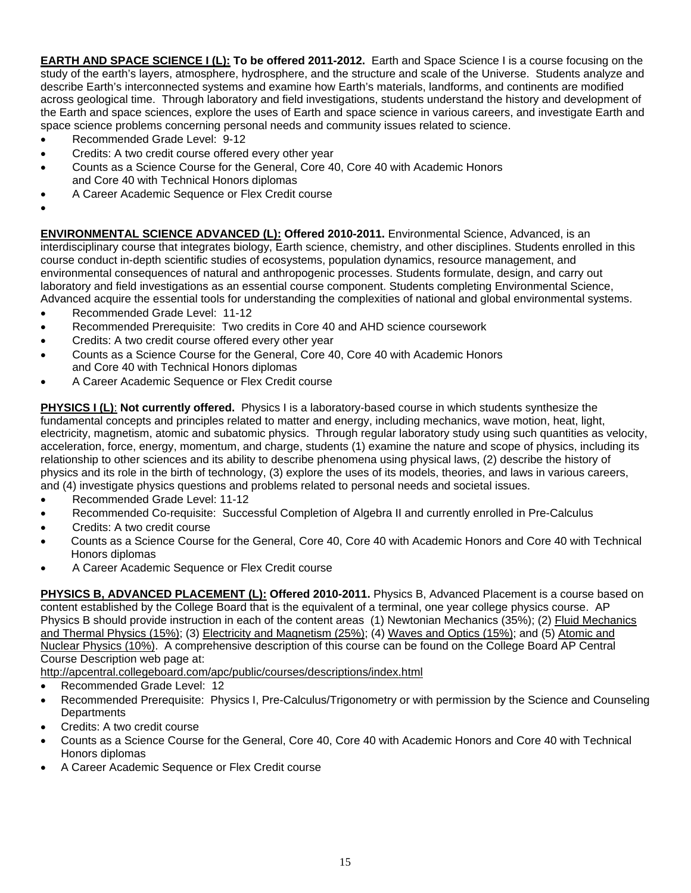**EARTH AND SPACE SCIENCE I (L): To be offered 2011-2012.** Earth and Space Science I is a course focusing on the study of the earth's layers, atmosphere, hydrosphere, and the structure and scale of the Universe. Students analyze and describe Earth's interconnected systems and examine how Earth's materials, landforms, and continents are modified across geological time. Through laboratory and field investigations, students understand the history and development of the Earth and space sciences, explore the uses of Earth and space science in various careers, and investigate Earth and space science problems concerning personal needs and community issues related to science.

- Recommended Grade Level: 9-12
- Credits: A two credit course offered every other year
- Counts as a Science Course for the General, Core 40, Core 40 with Academic Honors and Core 40 with Technical Honors diplomas
- A Career Academic Sequence or Flex Credit course

**ENVIRONMENTAL SCIENCE ADVANCED (L): Offered 2010-2011.** Environmental Science, Advanced, is an interdisciplinary course that integrates biology, Earth science, chemistry, and other disciplines. Students enrolled in this course conduct in-depth scientific studies of ecosystems, population dynamics, resource management, and environmental consequences of natural and anthropogenic processes. Students formulate, design, and carry out laboratory and field investigations as an essential course component. Students completing Environmental Science, Advanced acquire the essential tools for understanding the complexities of national and global environmental systems.

- Recommended Grade Level: 11-12
- Recommended Prerequisite: Two credits in Core 40 and AHD science coursework
- Credits: A two credit course offered every other year
- Counts as a Science Course for the General, Core 40, Core 40 with Academic Honors and Core 40 with Technical Honors diplomas
- A Career Academic Sequence or Flex Credit course

**PHYSICS I (L): Not currently offered.** Physics I is a laboratory-based course in which students synthesize the fundamental concepts and principles related to matter and energy, including mechanics, wave motion, heat, light, electricity, magnetism, atomic and subatomic physics. Through regular laboratory study using such quantities as velocity, acceleration, force, energy, momentum, and charge, students (1) examine the nature and scope of physics, including its relationship to other sciences and its ability to describe phenomena using physical laws, (2) describe the history of physics and its role in the birth of technology, (3) explore the uses of its models, theories, and laws in various careers, and (4) investigate physics questions and problems related to personal needs and societal issues.

- Recommended Grade Level: 11-12
- Recommended Co-requisite: Successful Completion of Algebra II and currently enrolled in Pre-Calculus
- Credits: A two credit course
- Counts as a Science Course for the General, Core 40, Core 40 with Academic Honors and Core 40 with Technical Honors diplomas
- A Career Academic Sequence or Flex Credit course

**PHYSICS B, ADVANCED PLACEMENT (L): Offered 2010-2011.** Physics B, Advanced Placement is a course based on content established by the College Board that is the equivalent of a terminal, one year college physics course. AP Physics B should provide instruction in each of the content areas (1) Newtonian Mechanics (35%); (2) Fluid Mechanics and Thermal Physics (15%); (3) Electricity and Magnetism (25%); (4) Waves and Optics (15%); and (5) Atomic and Nuclear Physics (10%). A comprehensive description of this course can be found on the College Board AP Central Course Description web page at:
http://apcentral.collegeboard.com/apc/public/courses/descriptions/index.html

- Recommended Grade Level: 12
- Recommended Prerequisite: Physics I, Pre-Calculus/Trigonometry or with permission by the Science and Counseling Departments
- Credits: A two credit course
- Counts as a Science Course for the General, Core 40, Core 40 with Academic Honors and Core 40 with Technical Honors diplomas
- A Career Academic Sequence or Flex Credit course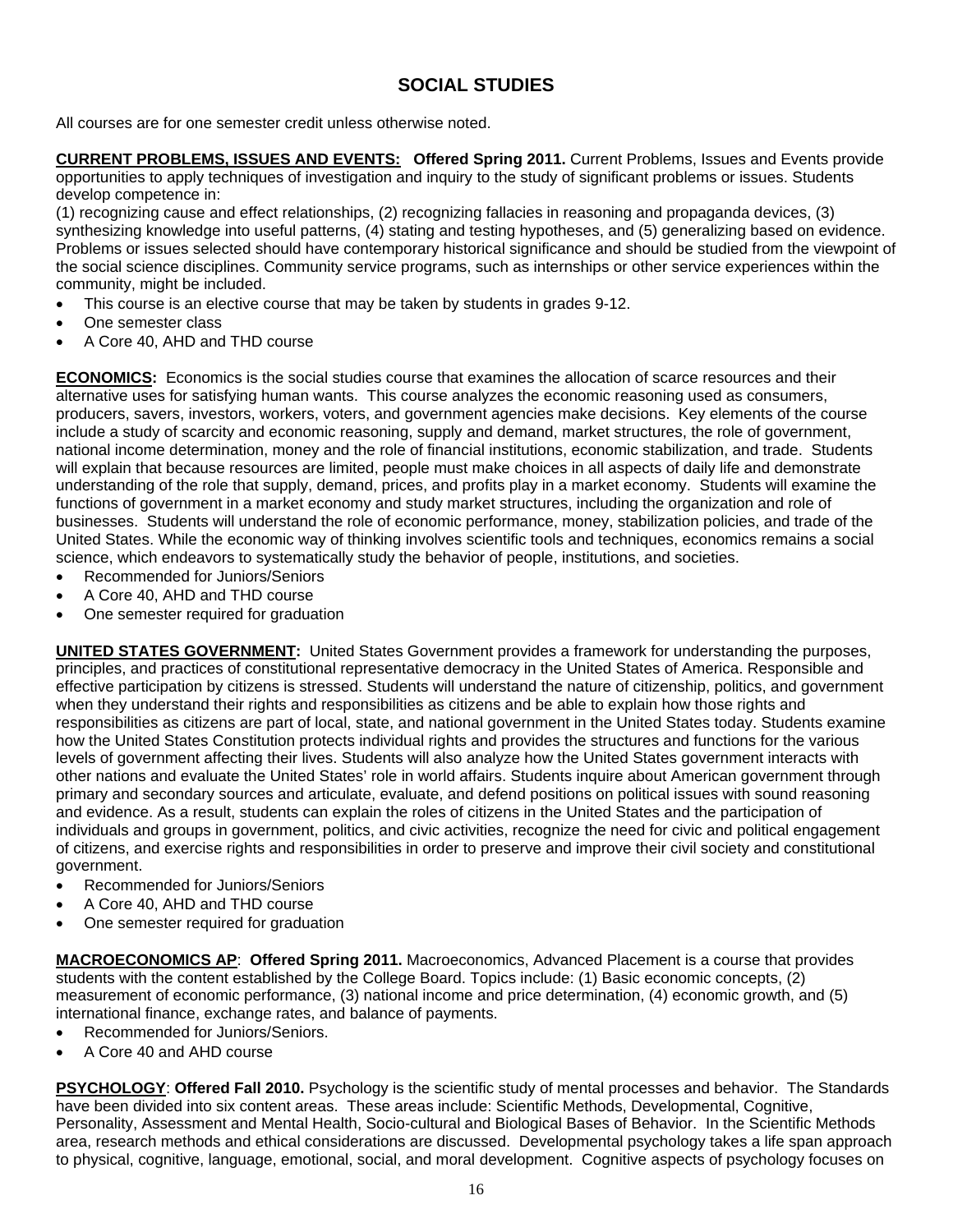# SOCIAL STUDIES

All courses are for one semester credit unless otherwise noted.

**CURRENT PROBLEMS, ISSUES AND EVENTS: Offered Spring 2011.** Current Problems, Issues and Events provide opportunities to apply techniques of investigation and inquiry to the study of significant problems or issues. Students develop competence in:
(1) recognizing cause and effect relationships, (2) recognizing fallacies in reasoning and propaganda devices, (3) synthesizing knowledge into useful patterns, (4) stating and testing hypotheses, and (5) generalizing based on evidence. Problems or issues selected should have contemporary historical significance and should be studied from the viewpoint of the social science disciplines. Community service programs, such as internships or other service experiences within the community, might be included.

- This course is an elective course that may be taken by students in grades 9-12.
- One semester class
- A Core 40, AHD and THD course

**ECONOMICS:** Economics is the social studies course that examines the allocation of scarce resources and their alternative uses for satisfying human wants. This course analyzes the economic reasoning used as consumers, producers, savers, investors, workers, voters, and government agencies make decisions. Key elements of the course include a study of scarcity and economic reasoning, supply and demand, market structures, the role of government, national income determination, money and the role of financial institutions, economic stabilization, and trade. Students will explain that because resources are limited, people must make choices in all aspects of daily life and demonstrate understanding of the role that supply, demand, prices, and profits play in a market economy. Students will examine the functions of government in a market economy and study market structures, including the organization and role of businesses. Students will understand the role of economic performance, money, stabilization policies, and trade of the United States. While the economic way of thinking involves scientific tools and techniques, economics remains a social science, which endeavors to systematically study the behavior of people, institutions, and societies.

- Recommended for Juniors/Seniors
- A Core 40, AHD and THD course
- One semester required for graduation

**UNITED STATES GOVERNMENT:** United States Government provides a framework for understanding the purposes, principles, and practices of constitutional representative democracy in the United States of America. Responsible and effective participation by citizens is stressed. Students will understand the nature of citizenship, politics, and government when they understand their rights and responsibilities as citizens and be able to explain how those rights and responsibilities as citizens are part of local, state, and national government in the United States today. Students examine how the United States Constitution protects individual rights and provides the structures and functions for the various levels of government affecting their lives. Students will also analyze how the United States government interacts with other nations and evaluate the United States' role in world affairs. Students inquire about American government through primary and secondary sources and articulate, evaluate, and defend positions on political issues with sound reasoning and evidence. As a result, students can explain the roles of citizens in the United States and the participation of individuals and groups in government, politics, and civic activities, recognize the need for civic and political engagement of citizens, and exercise rights and responsibilities in order to preserve and improve their civil society and constitutional government.

- Recommended for Juniors/Seniors
- A Core 40, AHD and THD course
- One semester required for graduation

**MACROECONOMICS AP**: **Offered Spring 2011.** Macroeconomics, Advanced Placement is a course that provides students with the content established by the College Board. Topics include: (1) Basic economic concepts, (2) measurement of economic performance, (3) national income and price determination, (4) economic growth, and (5) international finance, exchange rates, and balance of payments.

- Recommended for Juniors/Seniors.
- A Core 40 and AHD course

**PSYCHOLOGY**: **Offered Fall 2010.** Psychology is the scientific study of mental processes and behavior. The Standards have been divided into six content areas. These areas include: Scientific Methods, Developmental, Cognitive, Personality, Assessment and Mental Health, Socio-cultural and Biological Bases of Behavior. In the Scientific Methods area, research methods and ethical considerations are discussed. Developmental psychology takes a life span approach to physical, cognitive, language, emotional, social, and moral development. Cognitive aspects of psychology focuses on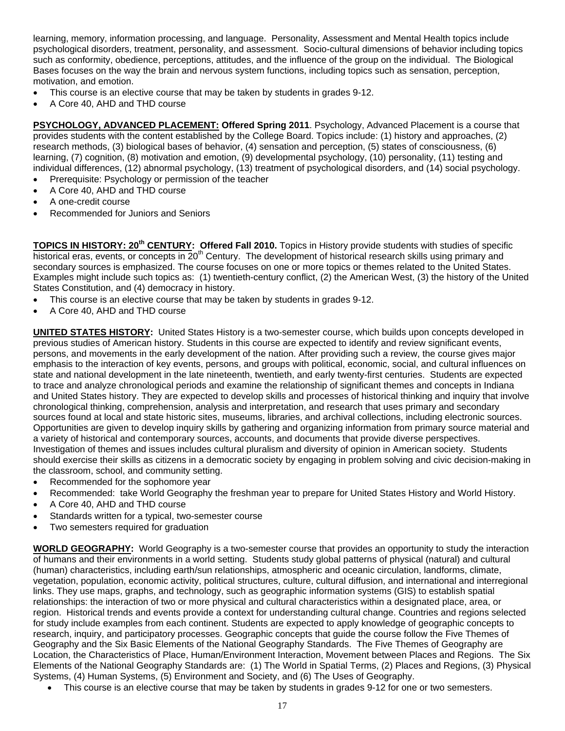learning, memory, information processing, and language. Personality, Assessment and Mental Health topics include psychological disorders, treatment, personality, and assessment. Socio-cultural dimensions of behavior including topics such as conformity, obedience, perceptions, attitudes, and the influence of the group on the individual. The Biological Bases focuses on the way the brain and nervous system functions, including topics such as sensation, perception, motivation, and emotion.

- This course is an elective course that may be taken by students in grades 9-12.
- A Core 40, AHD and THD course

**PSYCHOLOGY, ADVANCED PLACEMENT: Offered Spring 2011**. Psychology, Advanced Placement is a course that provides students with the content established by the College Board. Topics include: (1) history and approaches, (2) research methods, (3) biological bases of behavior, (4) sensation and perception, (5) states of consciousness, (6) learning, (7) cognition, (8) motivation and emotion, (9) developmental psychology, (10) personality, (11) testing and individual differences, (12) abnormal psychology, (13) treatment of psychological disorders, and (14) social psychology.

- Prerequisite: Psychology or permission of the teacher
- A Core 40, AHD and THD course
- A one-credit course
- Recommended for Juniors and Seniors

**TOPICS IN HISTORY: 20th CENTURY: Offered Fall 2010.** Topics in History provide students with studies of specific historical eras, events, or concepts in 20th Century. The development of historical research skills using primary and secondary sources is emphasized. The course focuses on one or more topics or themes related to the United States. Examples might include such topics as: (1) twentieth-century conflict, (2) the American West, (3) the history of the United States Constitution, and (4) democracy in history.

- This course is an elective course that may be taken by students in grades 9-12.
- A Core 40, AHD and THD course

**UNITED STATES HISTORY:** United States History is a two-semester course, which builds upon concepts developed in previous studies of American history. Students in this course are expected to identify and review significant events, persons, and movements in the early development of the nation. After providing such a review, the course gives major emphasis to the interaction of key events, persons, and groups with political, economic, social, and cultural influences on state and national development in the late nineteenth, twentieth, and early twenty-first centuries. Students are expected to trace and analyze chronological periods and examine the relationship of significant themes and concepts in Indiana and United States history. They are expected to develop skills and processes of historical thinking and inquiry that involve chronological thinking, comprehension, analysis and interpretation, and research that uses primary and secondary sources found at local and state historic sites, museums, libraries, and archival collections, including electronic sources. Opportunities are given to develop inquiry skills by gathering and organizing information from primary source material and a variety of historical and contemporary sources, accounts, and documents that provide diverse perspectives. Investigation of themes and issues includes cultural pluralism and diversity of opinion in American society. Students should exercise their skills as citizens in a democratic society by engaging in problem solving and civic decision-making in the classroom, school, and community setting.

- Recommended for the sophomore year
- Recommended: take World Geography the freshman year to prepare for United States History and World History.
- A Core 40, AHD and THD course
- Standards written for a typical, two-semester course
- Two semesters required for graduation

**WORLD GEOGRAPHY:** World Geography is a two-semester course that provides an opportunity to study the interaction of humans and their environments in a world setting. Students study global patterns of physical (natural) and cultural (human) characteristics, including earth/sun relationships, atmospheric and oceanic circulation, landforms, climate, vegetation, population, economic activity, political structures, culture, cultural diffusion, and international and interregional links. They use maps, graphs, and technology, such as geographic information systems (GIS) to establish spatial relationships: the interaction of two or more physical and cultural characteristics within a designated place, area, or region. Historical trends and events provide a context for understanding cultural change. Countries and regions selected for study include examples from each continent. Students are expected to apply knowledge of geographic concepts to research, inquiry, and participatory processes. Geographic concepts that guide the course follow the Five Themes of Geography and the Six Basic Elements of the National Geography Standards. The Five Themes of Geography are Location, the Characteristics of Place, Human/Environment Interaction, Movement between Places and Regions. The Six Elements of the National Geography Standards are: (1) The World in Spatial Terms, (2) Places and Regions, (3) Physical Systems, (4) Human Systems, (5) Environment and Society, and (6) The Uses of Geography.

- This course is an elective course that may be taken by students in grades 9-12 for one or two semesters.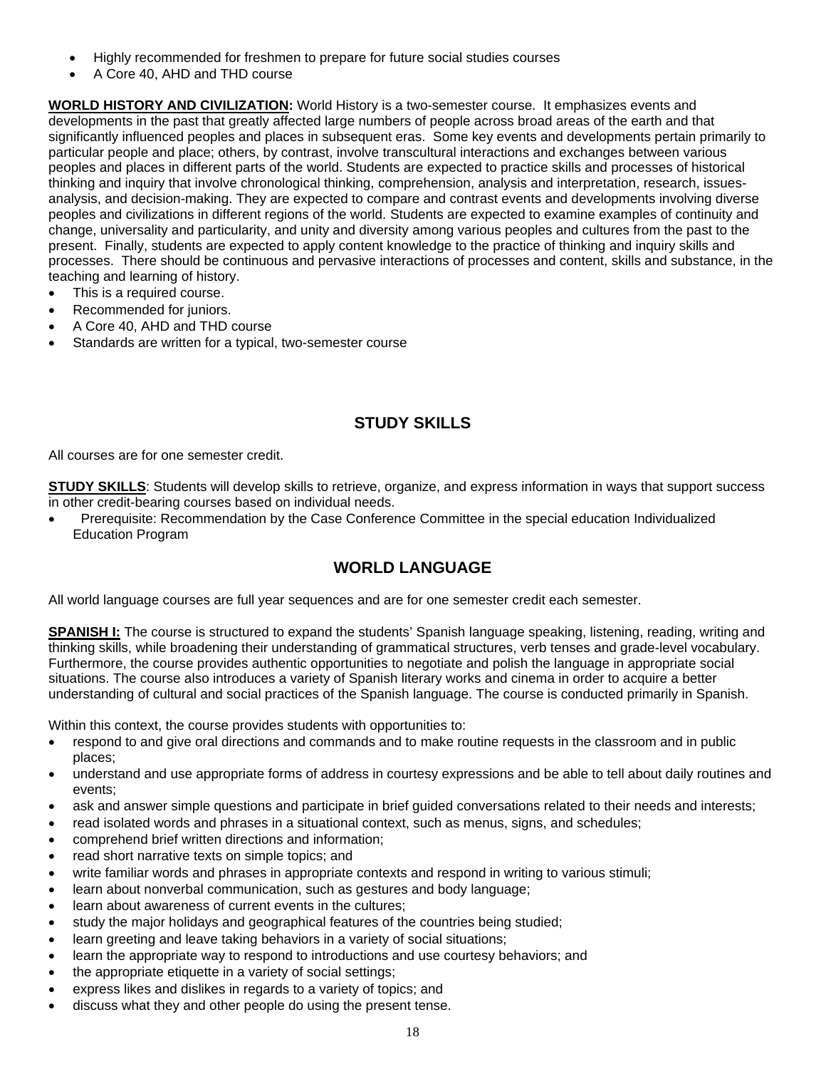- Highly recommended for freshmen to prepare for future social studies courses
- A Core 40, AHD and THD course

**WORLD HISTORY AND CIVILIZATION:** World History is a two-semester course. It emphasizes events and developments in the past that greatly affected large numbers of people across broad areas of the earth and that significantly influenced peoples and places in subsequent eras. Some key events and developments pertain primarily to particular people and place; others, by contrast, involve transcultural interactions and exchanges between various peoples and places in different parts of the world. Students are expected to practice skills and processes of historical thinking and inquiry that involve chronological thinking, comprehension, analysis and interpretation, research, issues-analysis, and decision-making. They are expected to compare and contrast events and developments involving diverse peoples and civilizations in different regions of the world. Students are expected to examine examples of continuity and change, universality and particularity, and unity and diversity among various peoples and cultures from the past to the present. Finally, students are expected to apply content knowledge to the practice of thinking and inquiry skills and processes. There should be continuous and pervasive interactions of processes and content, skills and substance, in the teaching and learning of history.

- This is a required course.
- Recommended for juniors.
- A Core 40, AHD and THD course
- Standards are written for a typical, two-semester course

## STUDY SKILLS

All courses are for one semester credit.

**STUDY SKILLS**: Students will develop skills to retrieve, organize, and express information in ways that support success in other credit-bearing courses based on individual needs.

- Prerequisite: Recommendation by the Case Conference Committee in the special education Individualized Education Program

## WORLD LANGUAGE

All world language courses are full year sequences and are for one semester credit each semester.

**SPANISH I:** The course is structured to expand the students' Spanish language speaking, listening, reading, writing and thinking skills, while broadening their understanding of grammatical structures, verb tenses and grade-level vocabulary. Furthermore, the course provides authentic opportunities to negotiate and polish the language in appropriate social situations. The course also introduces a variety of Spanish literary works and cinema in order to acquire a better understanding of cultural and social practices of the Spanish language. The course is conducted primarily in Spanish.

Within this context, the course provides students with opportunities to:

- respond to and give oral directions and commands and to make routine requests in the classroom and in public places;
- understand and use appropriate forms of address in courtesy expressions and be able to tell about daily routines and events;
- ask and answer simple questions and participate in brief guided conversations related to their needs and interests;
- read isolated words and phrases in a situational context, such as menus, signs, and schedules;
- comprehend brief written directions and information;
- read short narrative texts on simple topics; and
- write familiar words and phrases in appropriate contexts and respond in writing to various stimuli;
- learn about nonverbal communication, such as gestures and body language;
- learn about awareness of current events in the cultures;
- study the major holidays and geographical features of the countries being studied;
- learn greeting and leave taking behaviors in a variety of social situations;
- learn the appropriate way to respond to introductions and use courtesy behaviors; and
- the appropriate etiquette in a variety of social settings;
- express likes and dislikes in regards to a variety of topics; and
- discuss what they and other people do using the present tense.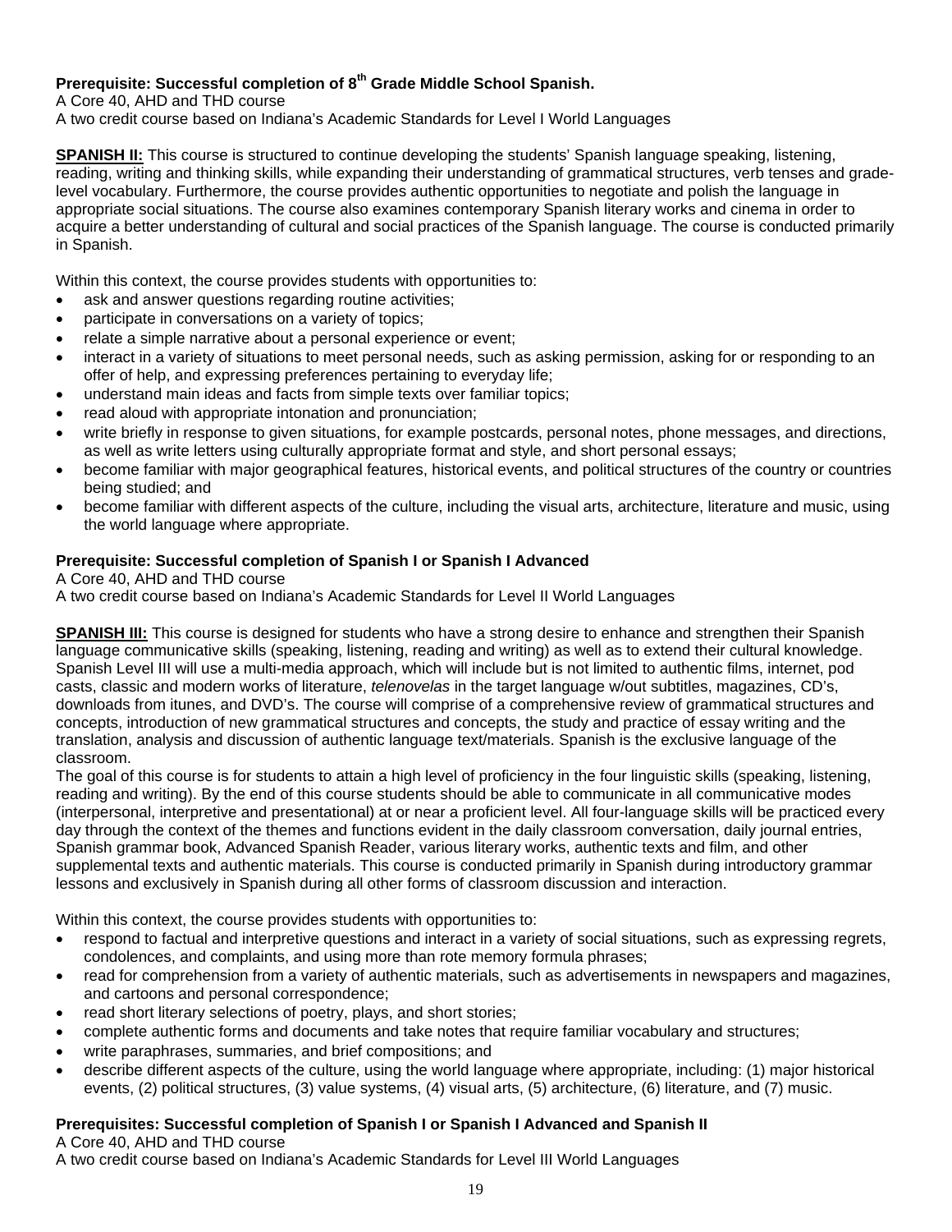**Prerequisite: Successful completion of 8th Grade Middle School Spanish.**
A Core 40, AHD and THD course
A two credit course based on Indiana's Academic Standards for Level I World Languages

**SPANISH II:** This course is structured to continue developing the students' Spanish language speaking, listening, reading, writing and thinking skills, while expanding their understanding of grammatical structures, verb tenses and grade-level vocabulary. Furthermore, the course provides authentic opportunities to negotiate and polish the language in appropriate social situations. The course also examines contemporary Spanish literary works and cinema in order to acquire a better understanding of cultural and social practices of the Spanish language. The course is conducted primarily in Spanish.

Within this context, the course provides students with opportunities to:

- ask and answer questions regarding routine activities;
- participate in conversations on a variety of topics;
- relate a simple narrative about a personal experience or event;
- interact in a variety of situations to meet personal needs, such as asking permission, asking for or responding to an offer of help, and expressing preferences pertaining to everyday life;
- understand main ideas and facts from simple texts over familiar topics;
- read aloud with appropriate intonation and pronunciation;
- write briefly in response to given situations, for example postcards, personal notes, phone messages, and directions, as well as write letters using culturally appropriate format and style, and short personal essays;
- become familiar with major geographical features, historical events, and political structures of the country or countries being studied; and
- become familiar with different aspects of the culture, including the visual arts, architecture, literature and music, using the world language where appropriate.

**Prerequisite: Successful completion of Spanish I or Spanish I Advanced**
A Core 40, AHD and THD course
A two credit course based on Indiana's Academic Standards for Level II World Languages

**SPANISH III:** This course is designed for students who have a strong desire to enhance and strengthen their Spanish language communicative skills (speaking, listening, reading and writing) as well as to extend their cultural knowledge. Spanish Level III will use a multi-media approach, which will include but is not limited to authentic films, internet, pod casts, classic and modern works of literature, *telenovelas* in the target language w/out subtitles, magazines, CD's, downloads from itunes, and DVD's. The course will comprise of a comprehensive review of grammatical structures and concepts, introduction of new grammatical structures and concepts, the study and practice of essay writing and the translation, analysis and discussion of authentic language text/materials. Spanish is the exclusive language of the classroom.
The goal of this course is for students to attain a high level of proficiency in the four linguistic skills (speaking, listening, reading and writing). By the end of this course students should be able to communicate in all communicative modes (interpersonal, interpretive and presentational) at or near a proficient level. All four-language skills will be practiced every day through the context of the themes and functions evident in the daily classroom conversation, daily journal entries, Spanish grammar book, Advanced Spanish Reader, various literary works, authentic texts and film, and other supplemental texts and authentic materials. This course is conducted primarily in Spanish during introductory grammar lessons and exclusively in Spanish during all other forms of classroom discussion and interaction.

Within this context, the course provides students with opportunities to:

- respond to factual and interpretive questions and interact in a variety of social situations, such as expressing regrets, condolences, and complaints, and using more than rote memory formula phrases;
- read for comprehension from a variety of authentic materials, such as advertisements in newspapers and magazines, and cartoons and personal correspondence;
- read short literary selections of poetry, plays, and short stories;
- complete authentic forms and documents and take notes that require familiar vocabulary and structures;
- write paraphrases, summaries, and brief compositions; and
- describe different aspects of the culture, using the world language where appropriate, including: (1) major historical events, (2) political structures, (3) value systems, (4) visual arts, (5) architecture, (6) literature, and (7) music.

**Prerequisites: Successful completion of Spanish I or Spanish I Advanced and Spanish II**
A Core 40, AHD and THD course
A two credit course based on Indiana's Academic Standards for Level III World Languages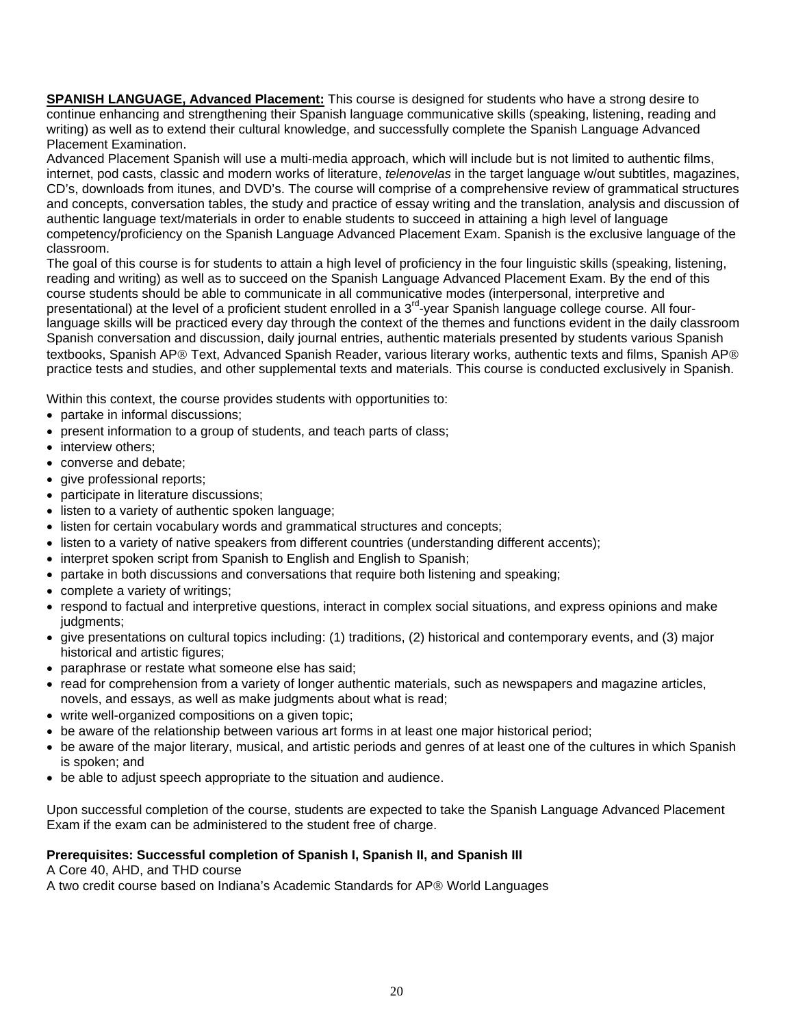**SPANISH LANGUAGE, Advanced Placement:** This course is designed for students who have a strong desire to continue enhancing and strengthening their Spanish language communicative skills (speaking, listening, reading and writing) as well as to extend their cultural knowledge, and successfully complete the Spanish Language Advanced Placement Examination.

Advanced Placement Spanish will use a multi-media approach, which will include but is not limited to authentic films, internet, pod casts, classic and modern works of literature, *telenovelas* in the target language w/out subtitles, magazines, CD's, downloads from itunes, and DVD's. The course will comprise of a comprehensive review of grammatical structures and concepts, conversation tables, the study and practice of essay writing and the translation, analysis and discussion of authentic language text/materials in order to enable students to succeed in attaining a high level of language competency/proficiency on the Spanish Language Advanced Placement Exam. Spanish is the exclusive language of the classroom.

The goal of this course is for students to attain a high level of proficiency in the four linguistic skills (speaking, listening, reading and writing) as well as to succeed on the Spanish Language Advanced Placement Exam. By the end of this course students should be able to communicate in all communicative modes (interpersonal, interpretive and presentational) at the level of a proficient student enrolled in a 3rd-year Spanish language college course. All four-language skills will be practiced every day through the context of the themes and functions evident in the daily classroom Spanish conversation and discussion, daily journal entries, authentic materials presented by students various Spanish textbooks, Spanish AP® Text, Advanced Spanish Reader, various literary works, authentic texts and films, Spanish AP® practice tests and studies, and other supplemental texts and materials. This course is conducted exclusively in Spanish.

Within this context, the course provides students with opportunities to:

- partake in informal discussions;
- present information to a group of students, and teach parts of class;
- interview others;
- converse and debate;
- give professional reports;
- participate in literature discussions;
- listen to a variety of authentic spoken language;
- listen for certain vocabulary words and grammatical structures and concepts;
- listen to a variety of native speakers from different countries (understanding different accents);
- interpret spoken script from Spanish to English and English to Spanish;
- partake in both discussions and conversations that require both listening and speaking;
- complete a variety of writings;
- respond to factual and interpretive questions, interact in complex social situations, and express opinions and make judgments;
- give presentations on cultural topics including: (1) traditions, (2) historical and contemporary events, and (3) major historical and artistic figures;
- paraphrase or restate what someone else has said;
- read for comprehension from a variety of longer authentic materials, such as newspapers and magazine articles, novels, and essays, as well as make judgments about what is read;
- write well-organized compositions on a given topic;
- be aware of the relationship between various art forms in at least one major historical period;
- be aware of the major literary, musical, and artistic periods and genres of at least one of the cultures in which Spanish is spoken; and
- be able to adjust speech appropriate to the situation and audience.

Upon successful completion of the course, students are expected to take the Spanish Language Advanced Placement Exam if the exam can be administered to the student free of charge.

**Prerequisites: Successful completion of Spanish I, Spanish II, and Spanish III**

A Core 40, AHD, and THD course

A two credit course based on Indiana's Academic Standards for AP® World Languages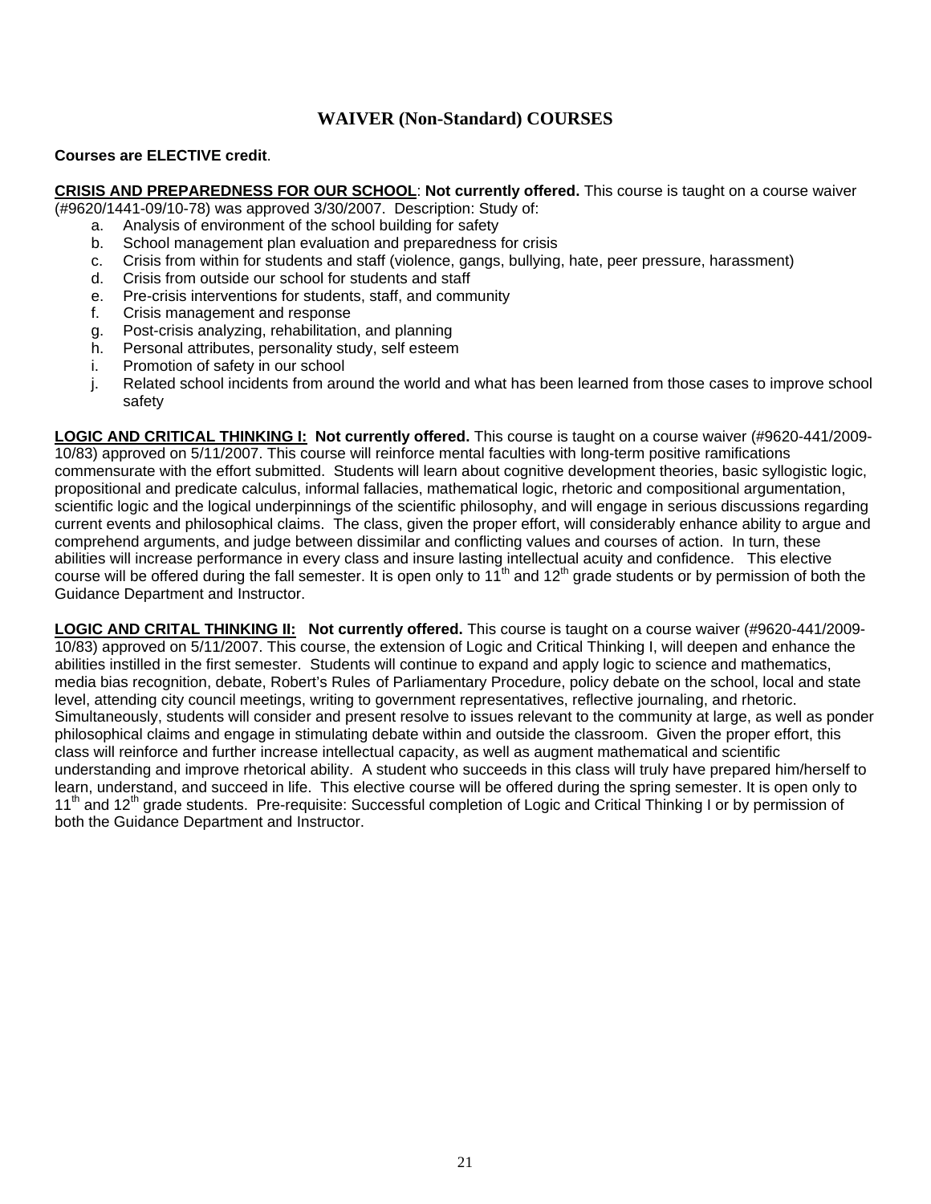# WAIVER (Non-Standard) COURSES

**Courses are ELECTIVE credit**.

**CRISIS AND PREPAREDNESS FOR OUR SCHOOL**: **Not currently offered.** This course is taught on a course waiver (#9620/1441-09/10-78) was approved 3/30/2007. Description: Study of:

a. Analysis of environment of the school building for safety
b. School management plan evaluation and preparedness for crisis
c. Crisis from within for students and staff (violence, gangs, bullying, hate, peer pressure, harassment)
d. Crisis from outside our school for students and staff
e. Pre-crisis interventions for students, staff, and community
f. Crisis management and response
g. Post-crisis analyzing, rehabilitation, and planning
h. Personal attributes, personality study, self esteem
i. Promotion of safety in our school
j. Related school incidents from around the world and what has been learned from those cases to improve school safety

**LOGIC AND CRITICAL THINKING I:** **Not currently offered.** This course is taught on a course waiver (#9620-441/2009-10/83) approved on 5/11/2007. This course will reinforce mental faculties with long-term positive ramifications commensurate with the effort submitted. Students will learn about cognitive development theories, basic syllogistic logic, propositional and predicate calculus, informal fallacies, mathematical logic, rhetoric and compositional argumentation, scientific logic and the logical underpinnings of the scientific philosophy, and will engage in serious discussions regarding current events and philosophical claims. The class, given the proper effort, will considerably enhance ability to argue and comprehend arguments, and judge between dissimilar and conflicting values and courses of action. In turn, these abilities will increase performance in every class and insure lasting intellectual acuity and confidence. This elective course will be offered during the fall semester. It is open only to 11th and 12th grade students or by permission of both the Guidance Department and Instructor.

**LOGIC AND CRITAL THINKING II:** **Not currently offered.** This course is taught on a course waiver (#9620-441/2009-10/83) approved on 5/11/2007. This course, the extension of Logic and Critical Thinking I, will deepen and enhance the abilities instilled in the first semester. Students will continue to expand and apply logic to science and mathematics, media bias recognition, debate, Robert's Rules of Parliamentary Procedure, policy debate on the school, local and state level, attending city council meetings, writing to government representatives, reflective journaling, and rhetoric. Simultaneously, students will consider and present resolve to issues relevant to the community at large, as well as ponder philosophical claims and engage in stimulating debate within and outside the classroom. Given the proper effort, this class will reinforce and further increase intellectual capacity, as well as augment mathematical and scientific understanding and improve rhetorical ability. A student who succeeds in this class will truly have prepared him/herself to learn, understand, and succeed in life. This elective course will be offered during the spring semester. It is open only to 11th and 12th grade students. Pre-requisite: Successful completion of Logic and Critical Thinking I or by permission of both the Guidance Department and Instructor.